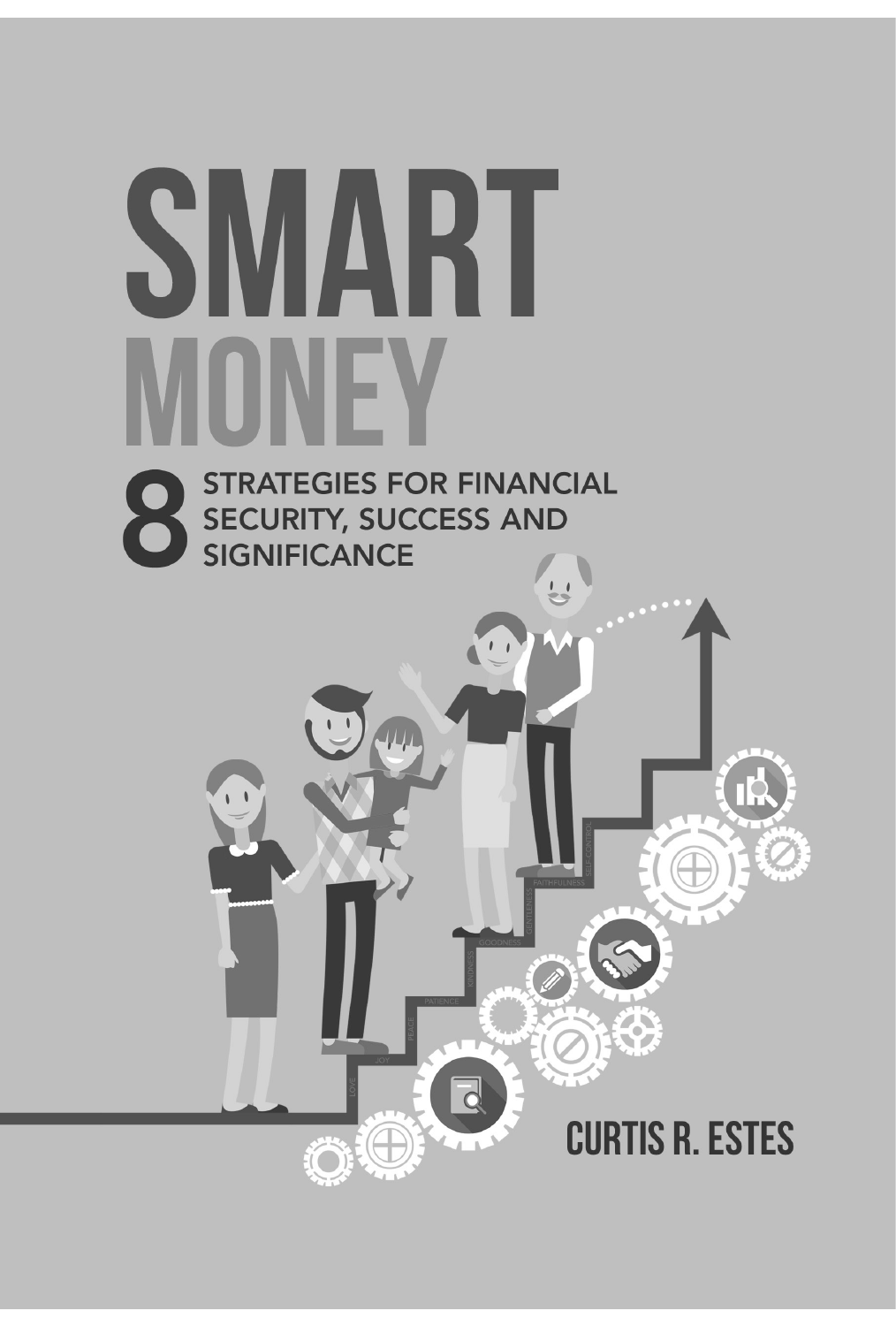# SMART MONEY

## 8 STRATEGIES FOR FINANCIAL SECURITY, SUCCESS AND SIGNIFICANCE

CURTIS R. ESTES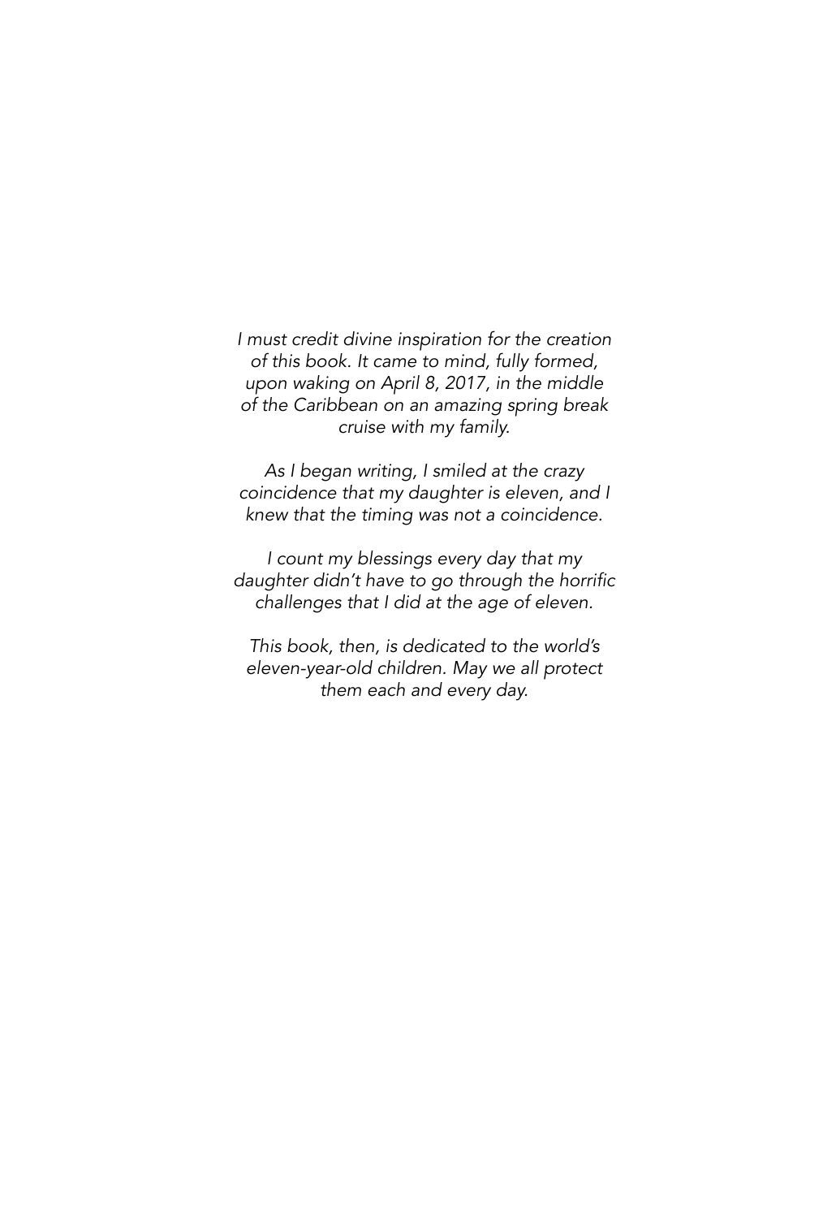*I must credit divine inspiration for the creation of this book. It came to mind, fully formed, upon waking on April 8, 2017, in the middle of the Caribbean on an amazing spring break cruise with my family.*

*As I began writing, I smiled at the crazy coincidence that my daughter is eleven, and I knew that the timing was not a coincidence.*

*I count my blessings every day that my daughter didn't have to go through the horrific challenges that I did at the age of eleven.*

*This book, then, is dedicated to the world's eleven-year-old children. May we all protect them each and every day.*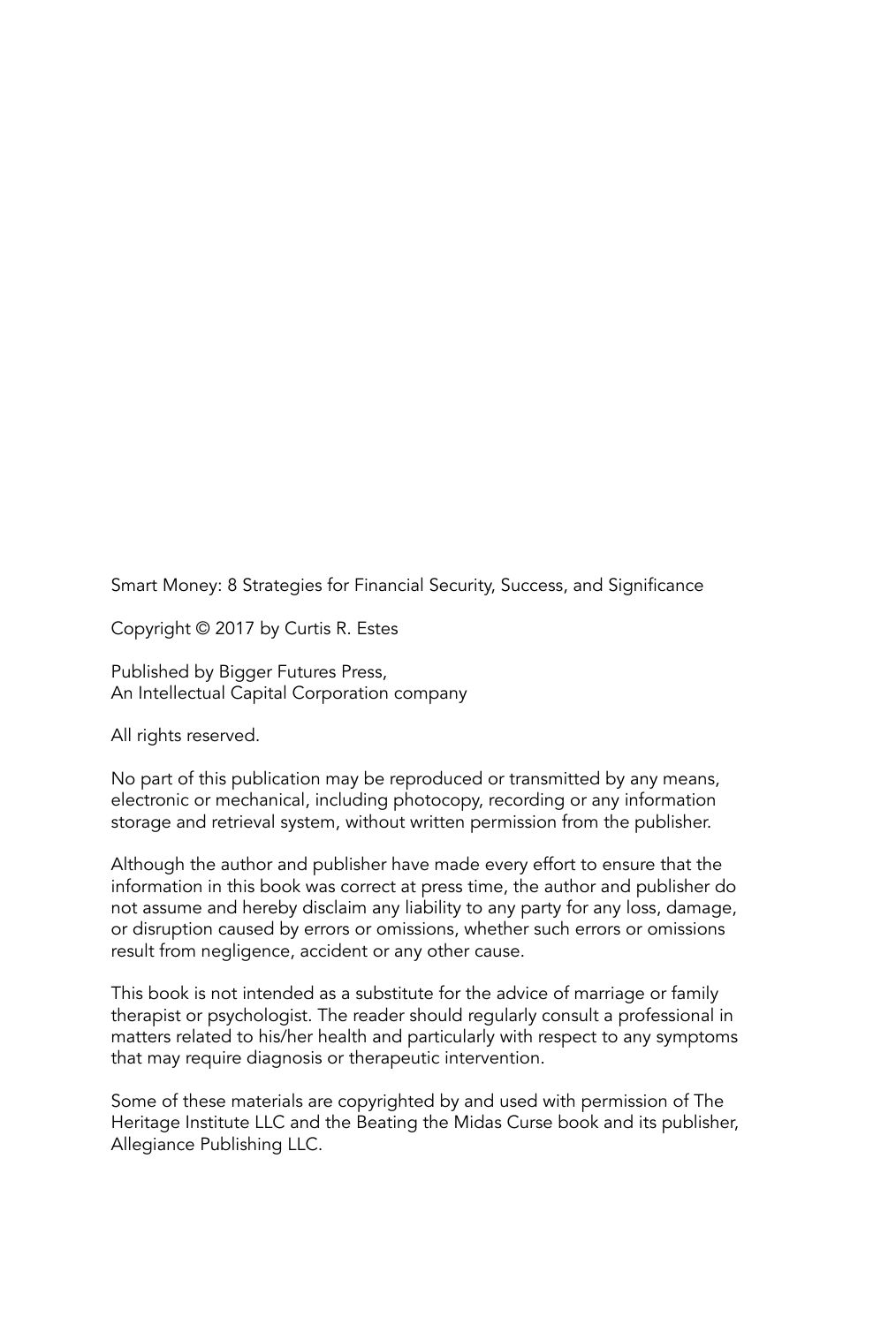Smart Money: 8 Strategies for Financial Security, Success, and Significance

Copyright © 2017 by Curtis R. Estes

Published by Bigger Futures Press,
An Intellectual Capital Corporation company

All rights reserved.

No part of this publication may be reproduced or transmitted by any means, electronic or mechanical, including photocopy, recording or any information storage and retrieval system, without written permission from the publisher.

Although the author and publisher have made every effort to ensure that the information in this book was correct at press time, the author and publisher do not assume and hereby disclaim any liability to any party for any loss, damage, or disruption caused by errors or omissions, whether such errors or omissions result from negligence, accident or any other cause.

This book is not intended as a substitute for the advice of marriage or family therapist or psychologist. The reader should regularly consult a professional in matters related to his/her health and particularly with respect to any symptoms that may require diagnosis or therapeutic intervention.

Some of these materials are copyrighted by and used with permission of The Heritage Institute LLC and the Beating the Midas Curse book and its publisher, Allegiance Publishing LLC.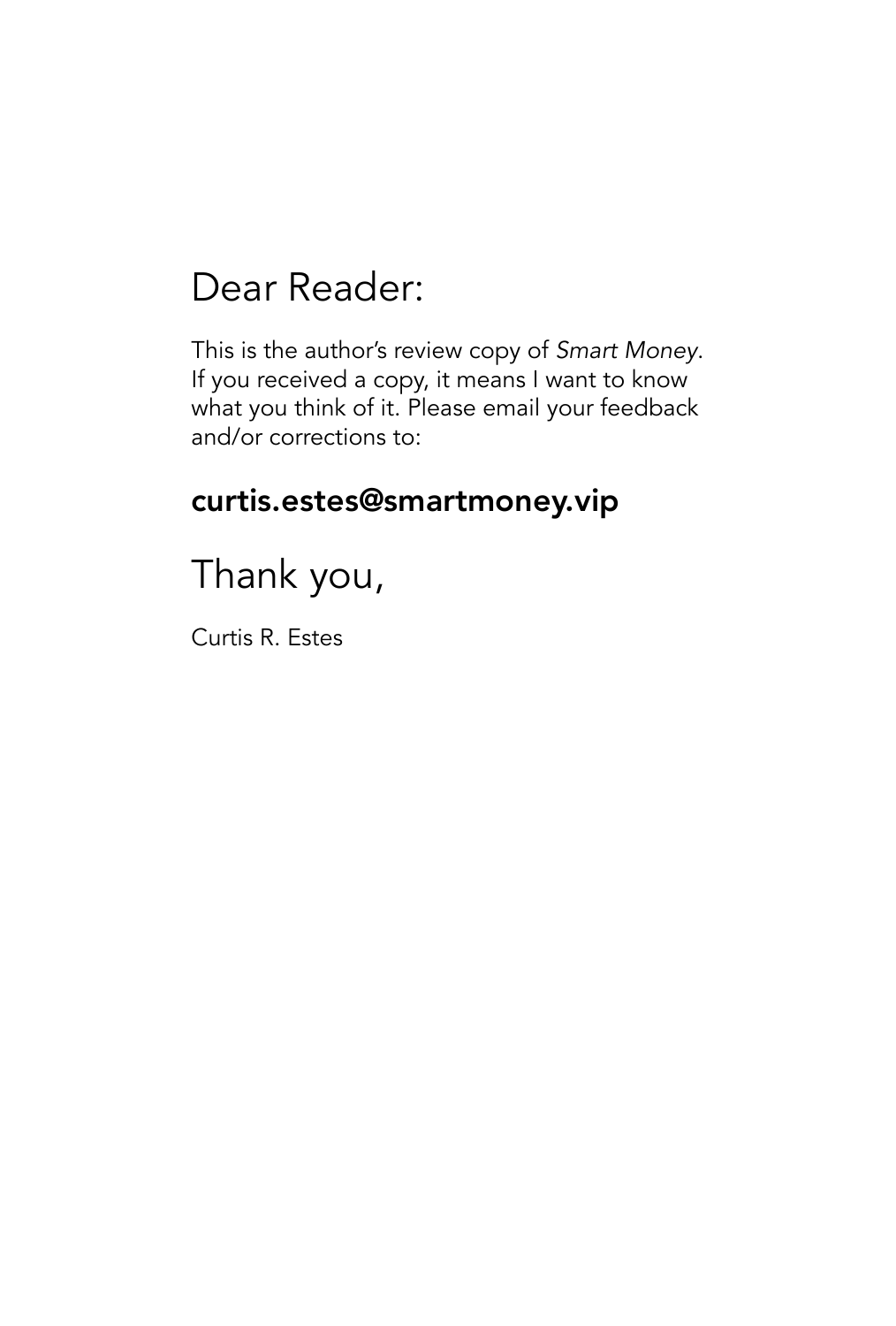# Dear Reader:

This is the author's review copy of *Smart Money*. If you received a copy, it means I want to know what you think of it. Please email your feedback and/or corrections to:

**curtis.estes@smartmoney.vip**

# Thank you,

Curtis R. Estes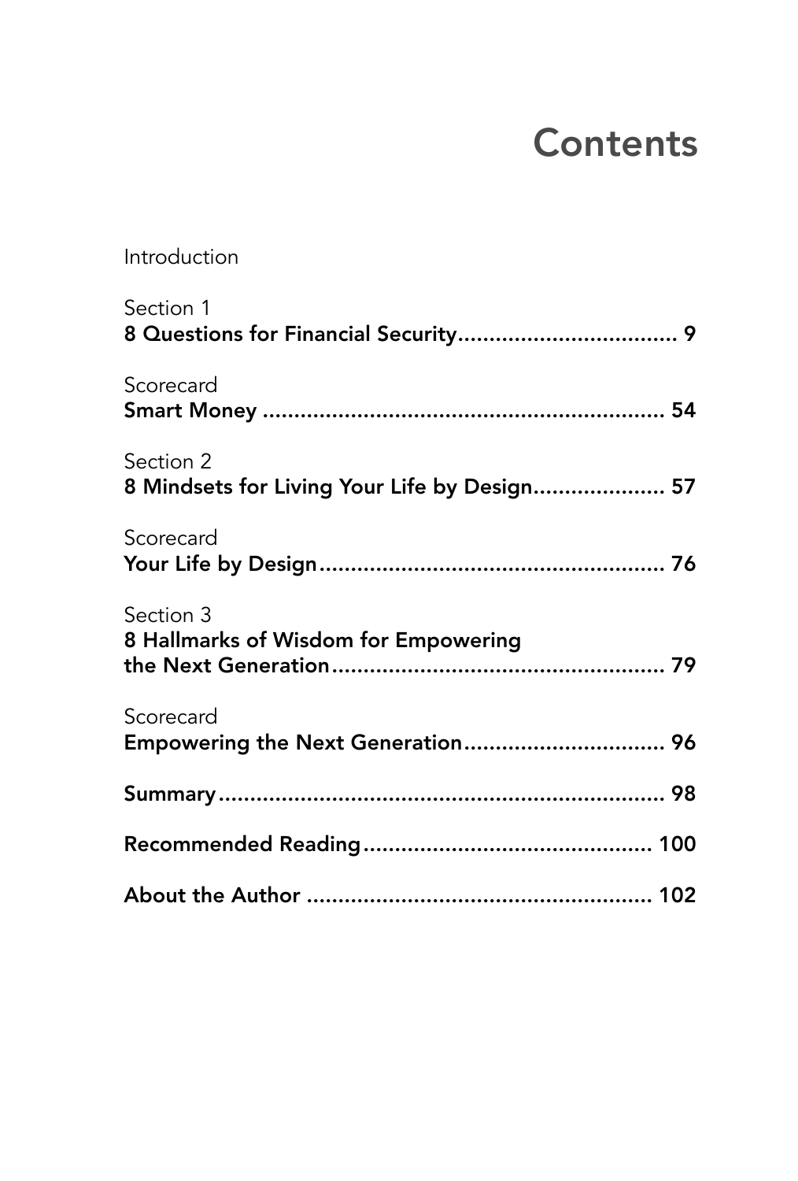# Contents

Introduction

Section 1
**8 Questions for Financial Security.................................. 9**

Scorecard
**Smart Money ............................................................... 54**

Section 2
**8 Mindsets for Living Your Life by Design.................... 57**

Scorecard
**Your Life by Design...................................................... 76**

Section 3
**8 Hallmarks of Wisdom for Empowering the Next Generation..................................................... 79**

Scorecard
**Empowering the Next Generation................................ 96**

**Summary...................................................................... 98**

**Recommended Reading.............................................. 100**

**About the Author ...................................................... 102**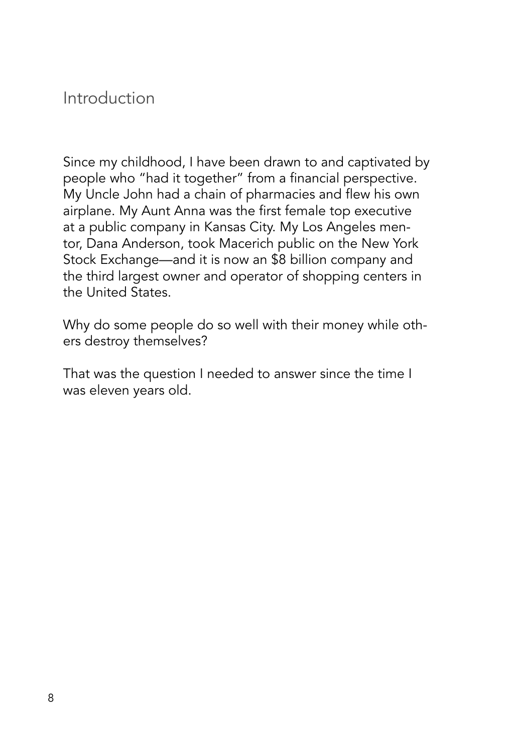# Introduction

Since my childhood, I have been drawn to and captivated by people who "had it together" from a financial perspective. My Uncle John had a chain of pharmacies and flew his own airplane. My Aunt Anna was the first female top executive at a public company in Kansas City. My Los Angeles mentor, Dana Anderson, took Macerich public on the New York Stock Exchange—and it is now an $8 billion company and the third largest owner and operator of shopping centers in the United States.

Why do some people do so well with their money while others destroy themselves?

That was the question I needed to answer since the time I was eleven years old.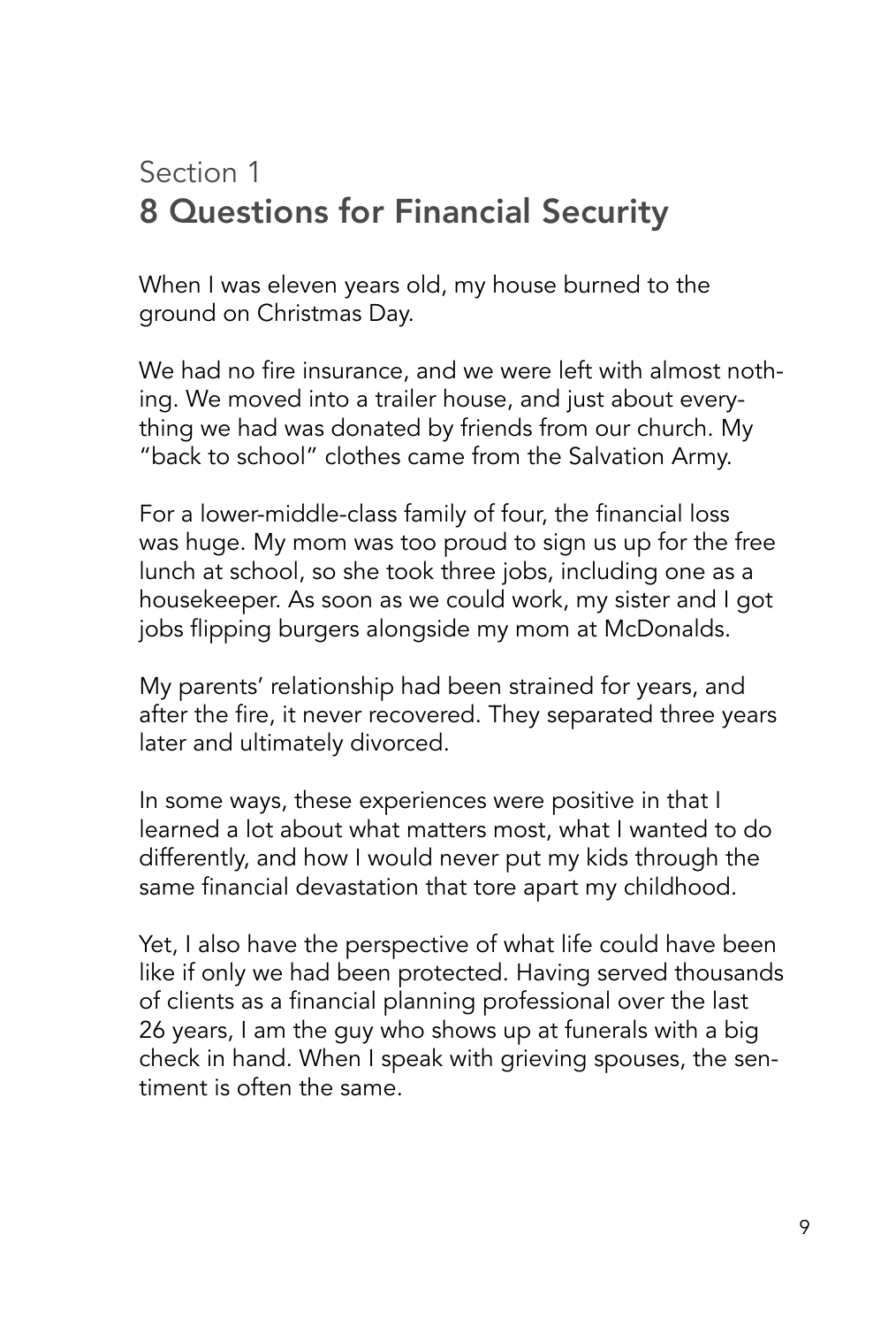# Section 1
## 8 Questions for Financial Security

When I was eleven years old, my house burned to the ground on Christmas Day.

We had no fire insurance, and we were left with almost nothing. We moved into a trailer house, and just about everything we had was donated by friends from our church. My "back to school" clothes came from the Salvation Army.

For a lower-middle-class family of four, the financial loss was huge. My mom was too proud to sign us up for the free lunch at school, so she took three jobs, including one as a housekeeper. As soon as we could work, my sister and I got jobs flipping burgers alongside my mom at McDonalds.

My parents' relationship had been strained for years, and after the fire, it never recovered. They separated three years later and ultimately divorced.

In some ways, these experiences were positive in that I learned a lot about what matters most, what I wanted to do differently, and how I would never put my kids through the same financial devastation that tore apart my childhood.

Yet, I also have the perspective of what life could have been like if only we had been protected. Having served thousands of clients as a financial planning professional over the last 26 years, I am the guy who shows up at funerals with a big check in hand. When I speak with grieving spouses, the sentiment is often the same.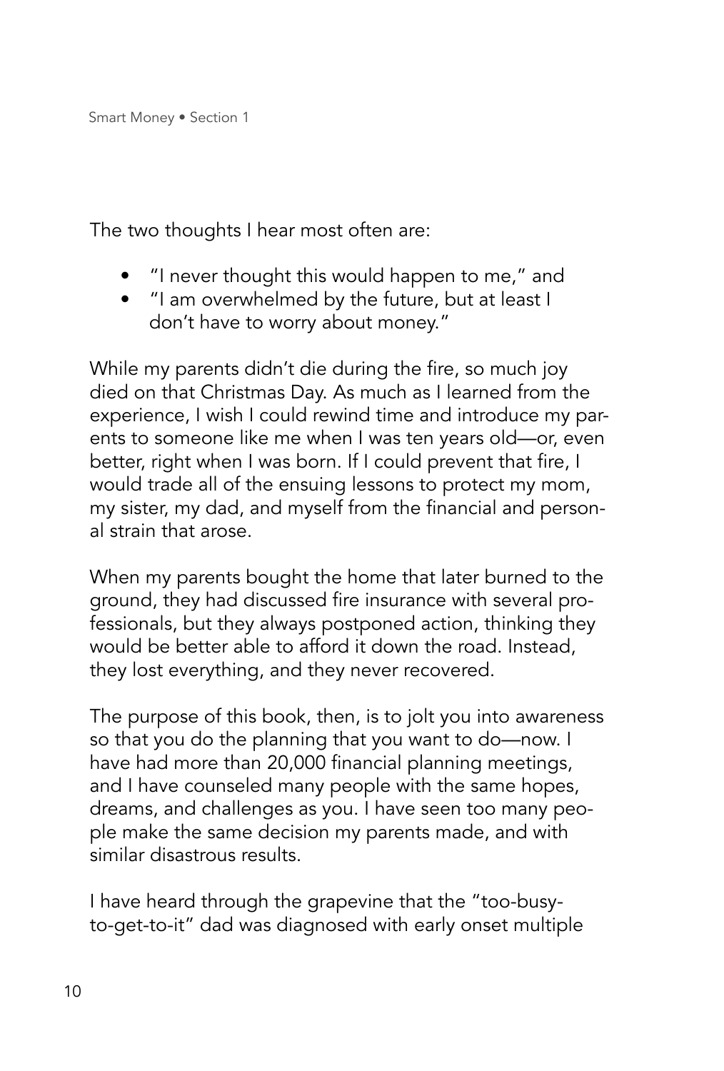The two thoughts I hear most often are:

- "I never thought this would happen to me," and
- "I am overwhelmed by the future, but at least I don't have to worry about money."

While my parents didn't die during the fire, so much joy died on that Christmas Day. As much as I learned from the experience, I wish I could rewind time and introduce my parents to someone like me when I was ten years old—or, even better, right when I was born. If I could prevent that fire, I would trade all of the ensuing lessons to protect my mom, my sister, my dad, and myself from the financial and personal strain that arose.

When my parents bought the home that later burned to the ground, they had discussed fire insurance with several professionals, but they always postponed action, thinking they would be better able to afford it down the road. Instead, they lost everything, and they never recovered.

The purpose of this book, then, is to jolt you into awareness so that you do the planning that you want to do—now. I have had more than 20,000 financial planning meetings, and I have counseled many people with the same hopes, dreams, and challenges as you. I have seen too many people make the same decision my parents made, and with similar disastrous results.

I have heard through the grapevine that the "too-busy-to-get-to-it" dad was diagnosed with early onset multiple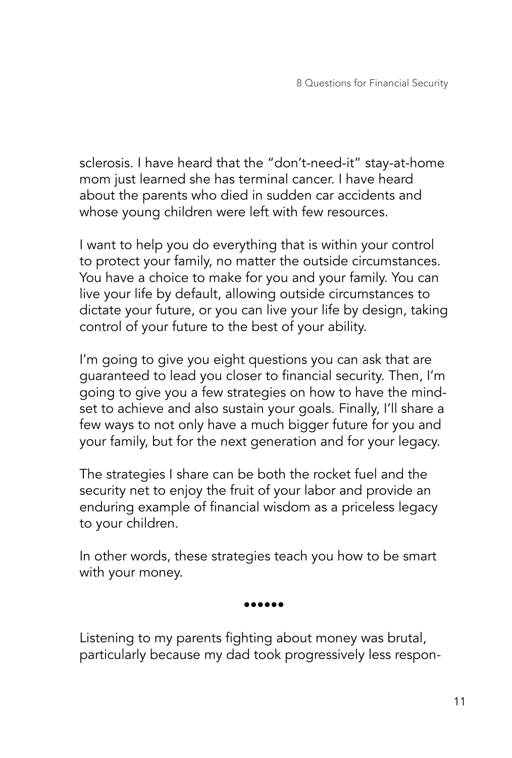sclerosis. I have heard that the "don't-need-it" stay-at-home mom just learned she has terminal cancer. I have heard about the parents who died in sudden car accidents and whose young children were left with few resources.

I want to help you do everything that is within your control to protect your family, no matter the outside circumstances. You have a choice to make for you and your family. You can live your life by default, allowing outside circumstances to dictate your future, or you can live your life by design, taking control of your future to the best of your ability.

I'm going to give you eight questions you can ask that are guaranteed to lead you closer to financial security. Then, I'm going to give you a few strategies on how to have the mind-set to achieve and also sustain your goals. Finally, I'll share a few ways to not only have a much bigger future for you and your family, but for the next generation and for your legacy.

The strategies I share can be both the rocket fuel and the security net to enjoy the fruit of your labor and provide an enduring example of financial wisdom as a priceless legacy to your children.

In other words, these strategies teach you how to be smart with your money.

••••••

Listening to my parents fighting about money was brutal, particularly because my dad took progressively less respon-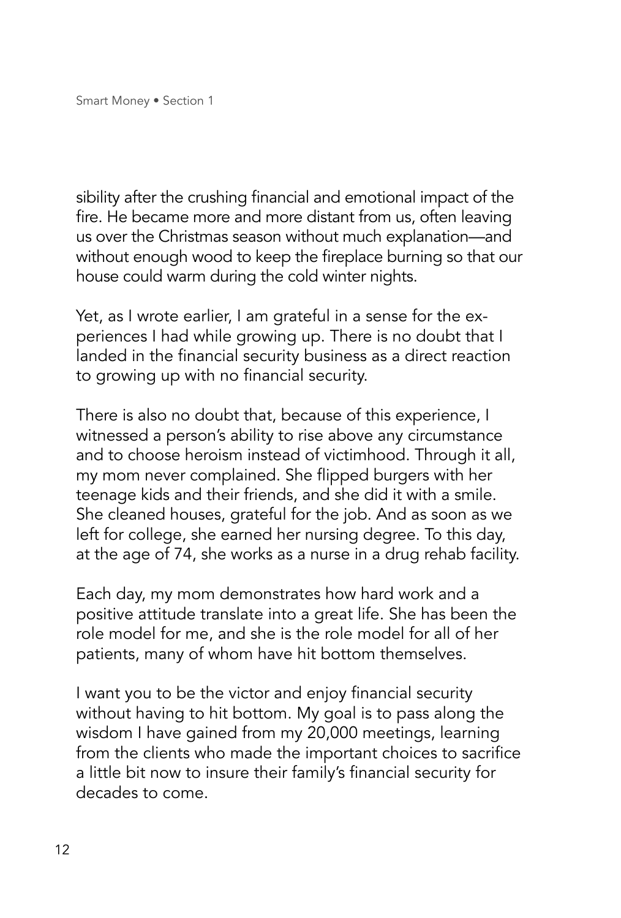sibility after the crushing financial and emotional impact of the fire. He became more and more distant from us, often leaving us over the Christmas season without much explanation—and without enough wood to keep the fireplace burning so that our house could warm during the cold winter nights.

Yet, as I wrote earlier, I am grateful in a sense for the experiences I had while growing up. There is no doubt that I landed in the financial security business as a direct reaction to growing up with no financial security.

There is also no doubt that, because of this experience, I witnessed a person's ability to rise above any circumstance and to choose heroism instead of victimhood. Through it all, my mom never complained. She flipped burgers with her teenage kids and their friends, and she did it with a smile. She cleaned houses, grateful for the job. And as soon as we left for college, she earned her nursing degree. To this day, at the age of 74, she works as a nurse in a drug rehab facility.

Each day, my mom demonstrates how hard work and a positive attitude translate into a great life. She has been the role model for me, and she is the role model for all of her patients, many of whom have hit bottom themselves.

I want you to be the victor and enjoy financial security without having to hit bottom. My goal is to pass along the wisdom I have gained from my 20,000 meetings, learning from the clients who made the important choices to sacrifice a little bit now to insure their family's financial security for decades to come.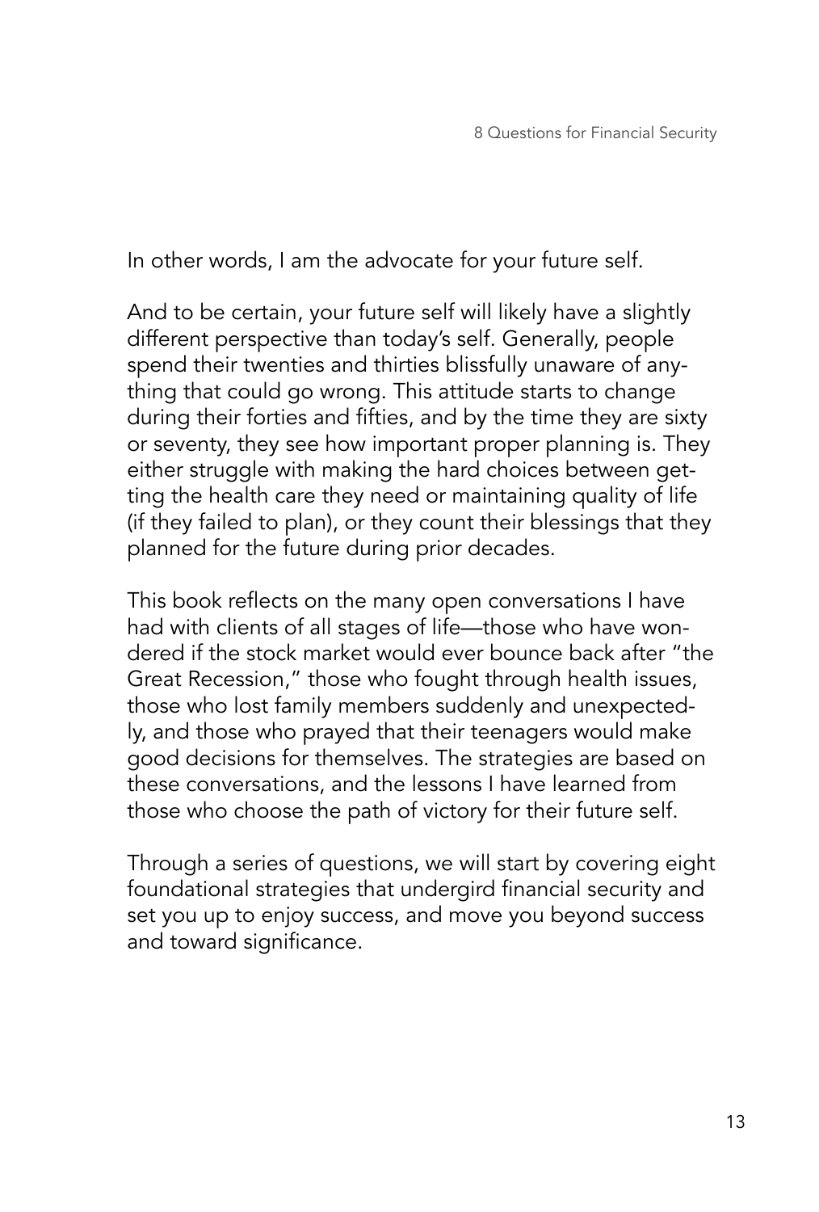In other words, I am the advocate for your future self.

And to be certain, your future self will likely have a slightly different perspective than today's self. Generally, people spend their twenties and thirties blissfully unaware of anything that could go wrong. This attitude starts to change during their forties and fifties, and by the time they are sixty or seventy, they see how important proper planning is. They either struggle with making the hard choices between getting the health care they need or maintaining quality of life (if they failed to plan), or they count their blessings that they planned for the future during prior decades.

This book reflects on the many open conversations I have had with clients of all stages of life—those who have wondered if the stock market would ever bounce back after "the Great Recession," those who fought through health issues, those who lost family members suddenly and unexpectedly, and those who prayed that their teenagers would make good decisions for themselves. The strategies are based on these conversations, and the lessons I have learned from those who choose the path of victory for their future self.

Through a series of questions, we will start by covering eight foundational strategies that undergird financial security and set you up to enjoy success, and move you beyond success and toward significance.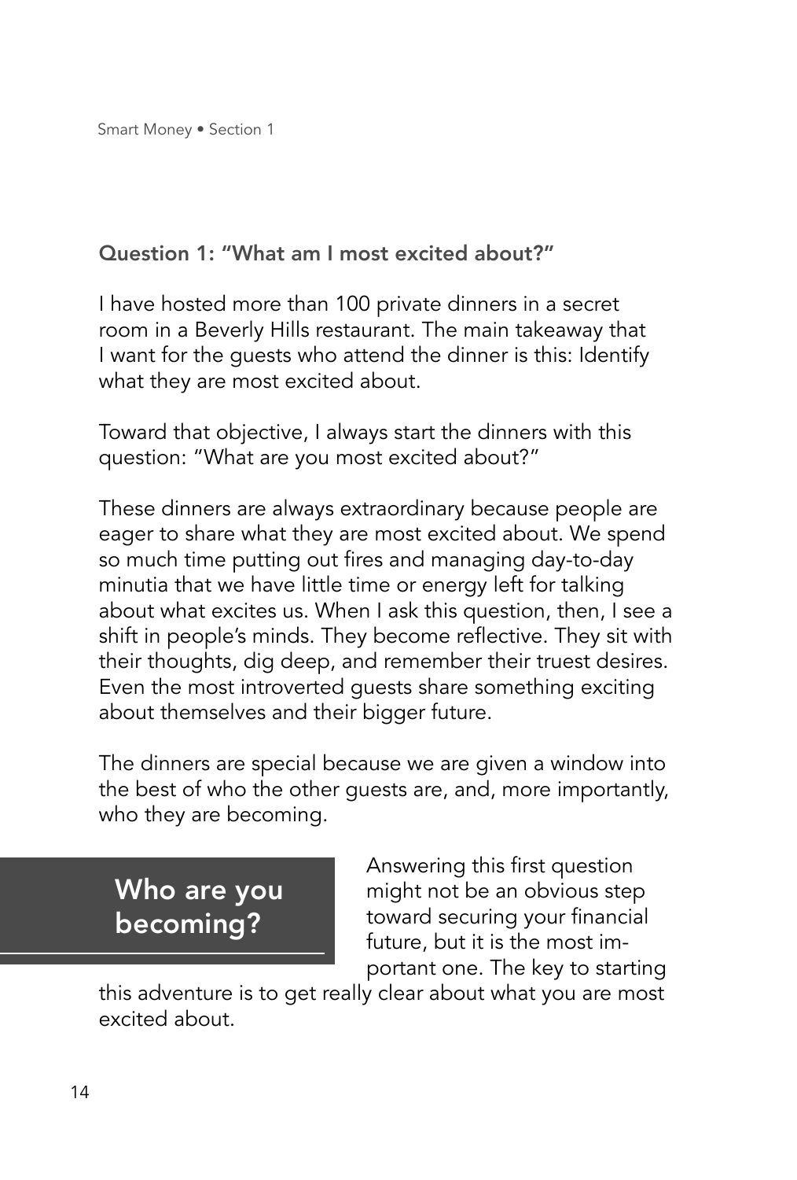## Question 1: "What am I most excited about?"

I have hosted more than 100 private dinners in a secret room in a Beverly Hills restaurant. The main takeaway that I want for the guests who attend the dinner is this: Identify what they are most excited about.

Toward that objective, I always start the dinners with this question: "What are you most excited about?"

These dinners are always extraordinary because people are eager to share what they are most excited about. We spend so much time putting out fires and managing day-to-day minutia that we have little time or energy left for talking about what excites us. When I ask this question, then, I see a shift in people's minds. They become reflective. They sit with their thoughts, dig deep, and remember their truest desires. Even the most introverted guests share something exciting about themselves and their bigger future.

The dinners are special because we are given a window into the best of who the other guests are, and, more importantly, who they are becoming.

> **Who are you becoming?**

Answering this first question might not be an obvious step toward securing your financial future, but it is the most important one. The key to starting this adventure is to get really clear about what you are most excited about.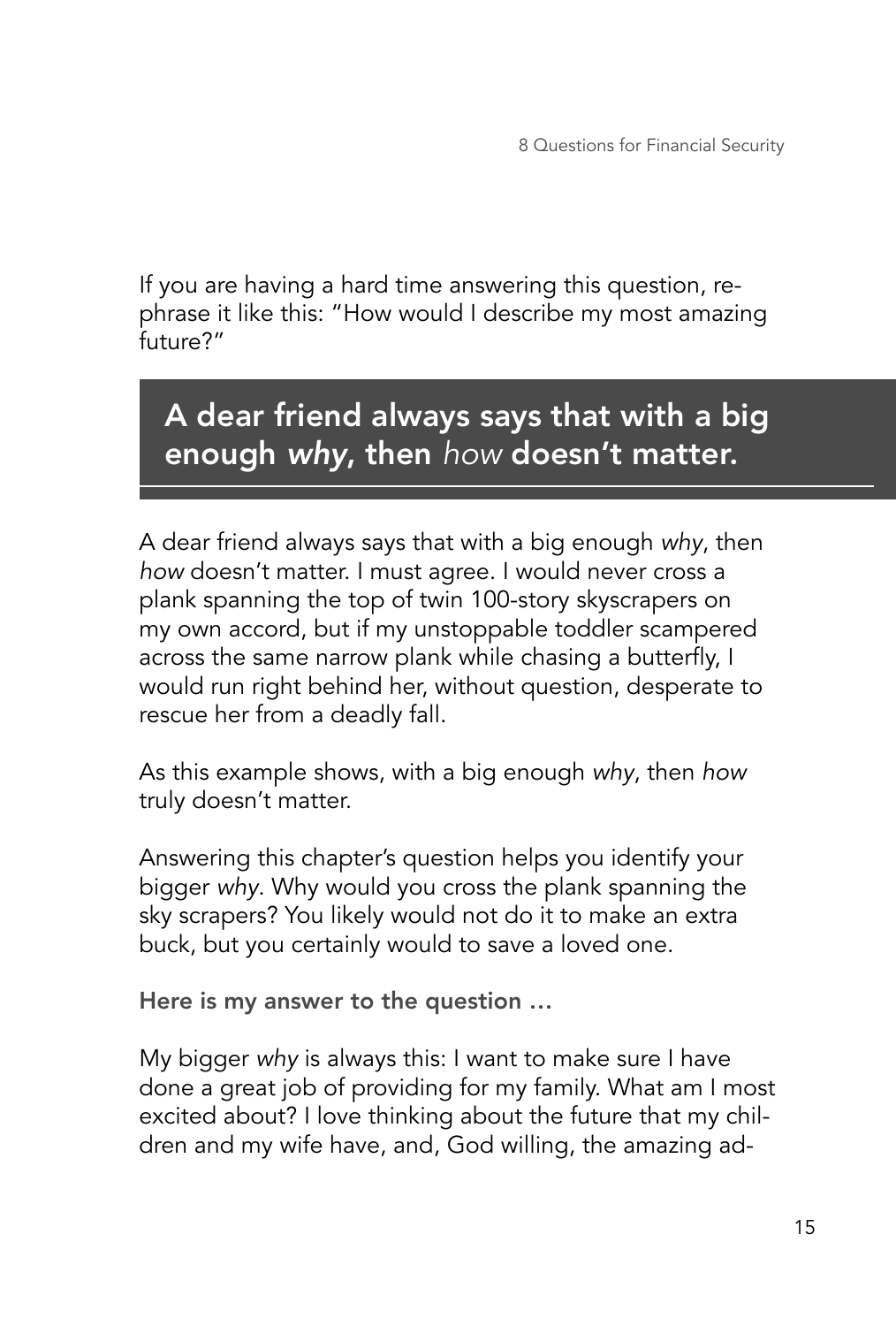If you are having a hard time answering this question, rephrase it like this: "How would I describe my most amazing future?"

> **A dear friend always says that with a big enough *why*, then *how* doesn't matter.**

A dear friend always says that with a big enough *why*, then *how* doesn't matter. I must agree. I would never cross a plank spanning the top of twin 100-story skyscrapers on my own accord, but if my unstoppable toddler scampered across the same narrow plank while chasing a butterfly, I would run right behind her, without question, desperate to rescue her from a deadly fall.

As this example shows, with a big enough *why*, then *how* truly doesn't matter.

Answering this chapter's question helps you identify your bigger *why*. Why would you cross the plank spanning the sky scrapers? You likely would not do it to make an extra buck, but you certainly would to save a loved one.

**Here is my answer to the question …**

My bigger *why* is always this: I want to make sure I have done a great job of providing for my family. What am I most excited about? I love thinking about the future that my children and my wife have, and, God willing, the amazing ad-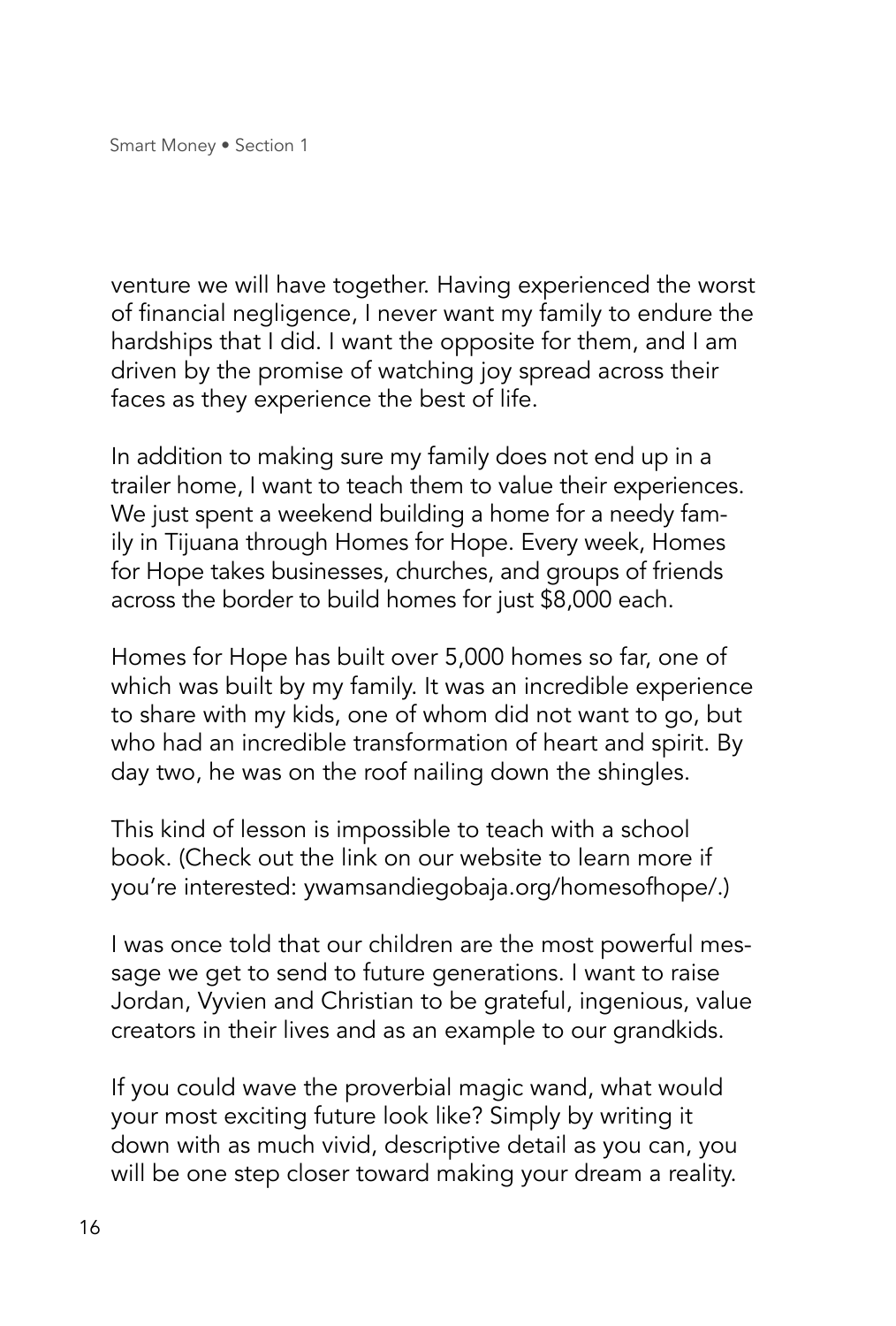venture we will have together. Having experienced the worst of financial negligence, I never want my family to endure the hardships that I did. I want the opposite for them, and I am driven by the promise of watching joy spread across their faces as they experience the best of life.

In addition to making sure my family does not end up in a trailer home, I want to teach them to value their experiences. We just spent a weekend building a home for a needy family in Tijuana through Homes for Hope. Every week, Homes for Hope takes businesses, churches, and groups of friends across the border to build homes for just $8,000 each.

Homes for Hope has built over 5,000 homes so far, one of which was built by my family. It was an incredible experience to share with my kids, one of whom did not want to go, but who had an incredible transformation of heart and spirit. By day two, he was on the roof nailing down the shingles.

This kind of lesson is impossible to teach with a school book. (Check out the link on our website to learn more if you're interested: ywamsandiegobaja.org/homesofhope/.)

I was once told that our children are the most powerful message we get to send to future generations. I want to raise Jordan, Vyvien and Christian to be grateful, ingenious, value creators in their lives and as an example to our grandkids.

If you could wave the proverbial magic wand, what would your most exciting future look like? Simply by writing it down with as much vivid, descriptive detail as you can, you will be one step closer toward making your dream a reality.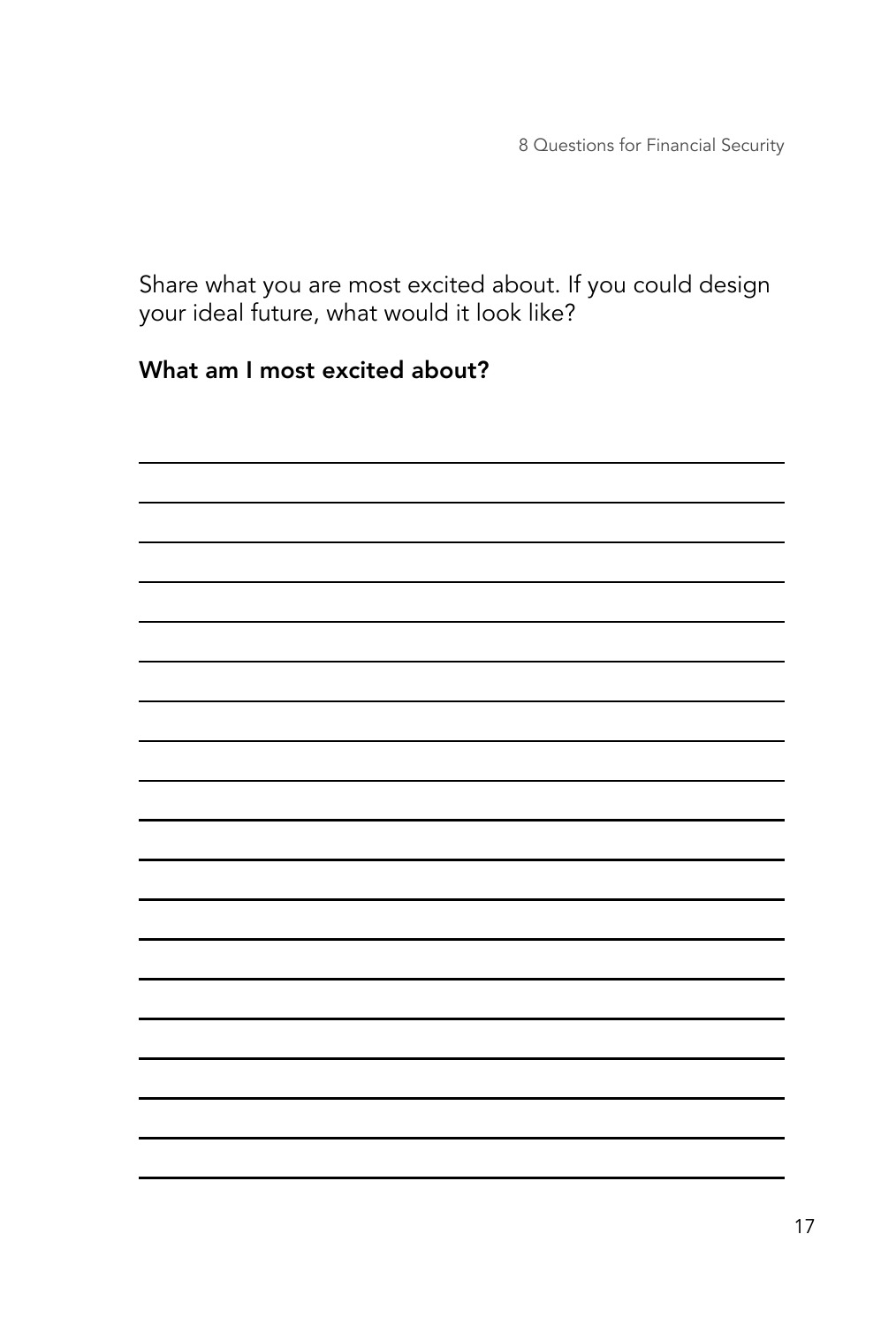Share what you are most excited about. If you could design your ideal future, what would it look like?

**What am I most excited about?**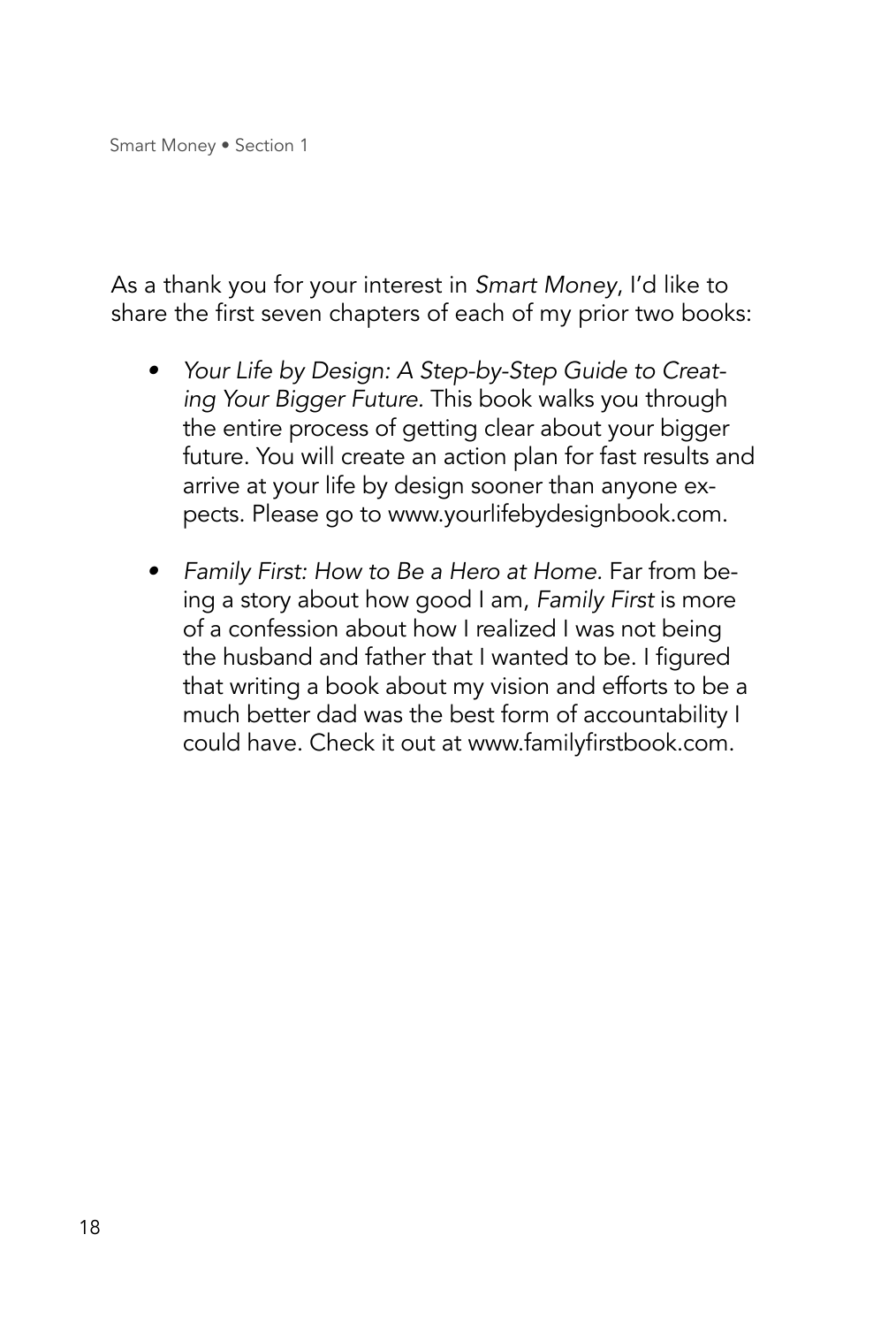As a thank you for your interest in *Smart Money*, I'd like to share the first seven chapters of each of my prior two books:

- *Your Life by Design: A Step-by-Step Guide to Creating Your Bigger Future.* This book walks you through the entire process of getting clear about your bigger future. You will create an action plan for fast results and arrive at your life by design sooner than anyone expects. Please go to www.yourlifebydesignbook.com.
- *Family First: How to Be a Hero at Home.* Far from being a story about how good I am, *Family First* is more of a confession about how I realized I was not being the husband and father that I wanted to be. I figured that writing a book about my vision and efforts to be a much better dad was the best form of accountability I could have. Check it out at www.familyfirstbook.com.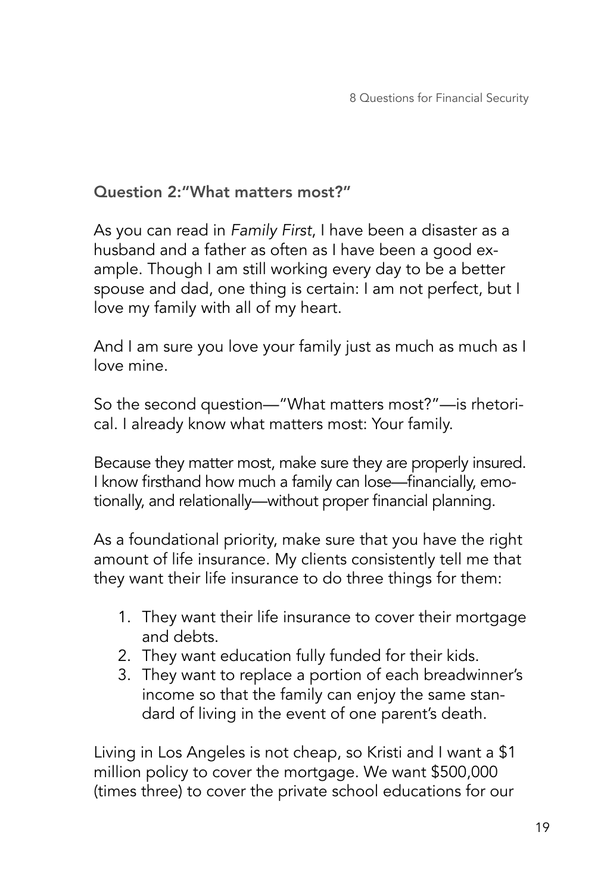## Question 2: "What matters most?"

As you can read in *Family First*, I have been a disaster as a husband and a father as often as I have been a good example. Though I am still working every day to be a better spouse and dad, one thing is certain: I am not perfect, but I love my family with all of my heart.

And I am sure you love your family just as much as much as I love mine.

So the second question—"What matters most?"—is rhetorical. I already know what matters most: Your family.

Because they matter most, make sure they are properly insured. I know firsthand how much a family can lose—financially, emotionally, and relationally—without proper financial planning.

As a foundational priority, make sure that you have the right amount of life insurance. My clients consistently tell me that they want their life insurance to do three things for them:

1. They want their life insurance to cover their mortgage and debts.
2. They want education fully funded for their kids.
3. They want to replace a portion of each breadwinner's income so that the family can enjoy the same standard of living in the event of one parent's death.

Living in Los Angeles is not cheap, so Kristi and I want a $1 million policy to cover the mortgage. We want $500,000 (times three) to cover the private school educations for our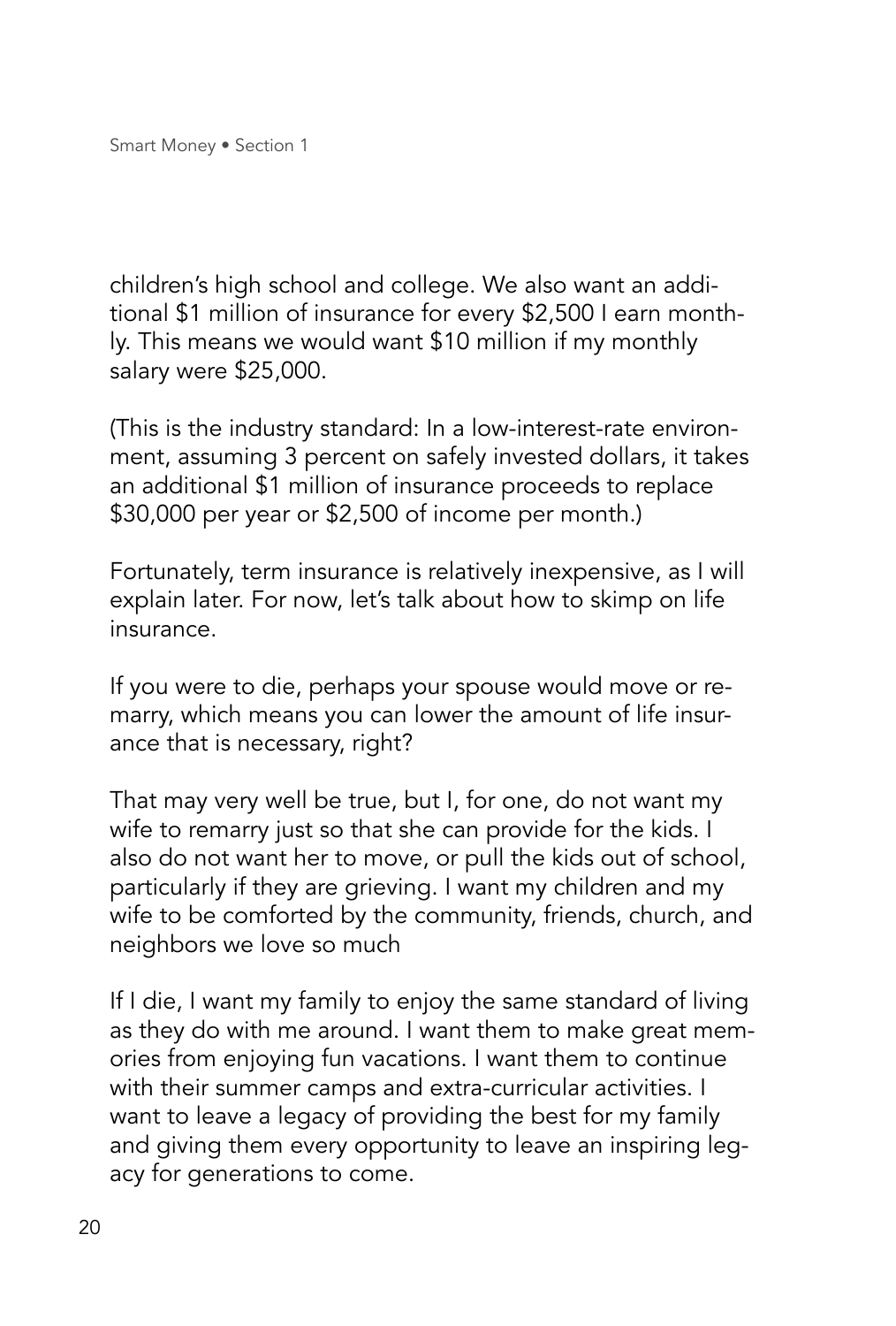children's high school and college. We also want an additional $1 million of insurance for every $2,500 I earn monthly. This means we would want $10 million if my monthly salary were $25,000.

(This is the industry standard: In a low-interest-rate environment, assuming 3 percent on safely invested dollars, it takes an additional $1 million of insurance proceeds to replace $30,000 per year or $2,500 of income per month.)

Fortunately, term insurance is relatively inexpensive, as I will explain later. For now, let's talk about how to skimp on life insurance.

If you were to die, perhaps your spouse would move or remarry, which means you can lower the amount of life insurance that is necessary, right?

That may very well be true, but I, for one, do not want my wife to remarry just so that she can provide for the kids. I also do not want her to move, or pull the kids out of school, particularly if they are grieving. I want my children and my wife to be comforted by the community, friends, church, and neighbors we love so much

If I die, I want my family to enjoy the same standard of living as they do with me around. I want them to make great memories from enjoying fun vacations. I want them to continue with their summer camps and extra-curricular activities. I want to leave a legacy of providing the best for my family and giving them every opportunity to leave an inspiring legacy for generations to come.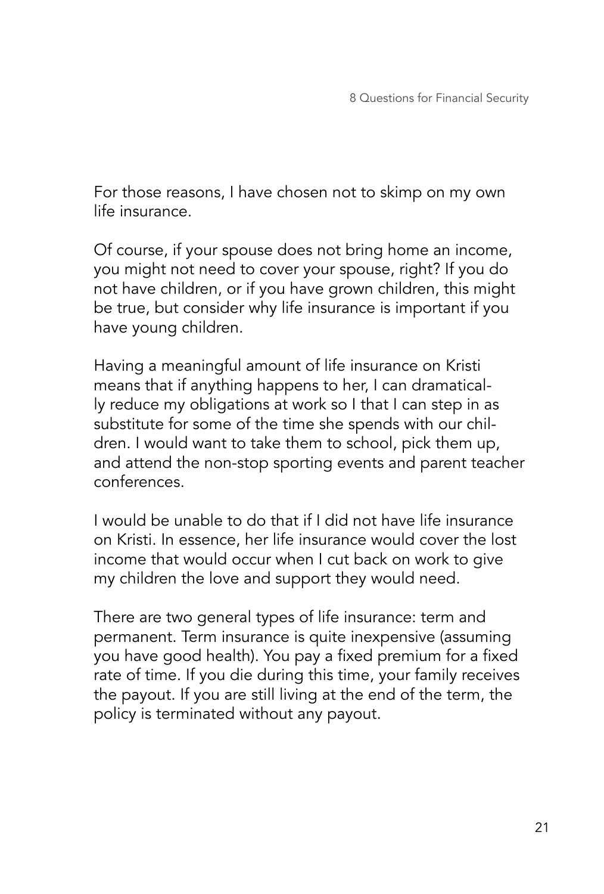For those reasons, I have chosen not to skimp on my own life insurance.

Of course, if your spouse does not bring home an income, you might not need to cover your spouse, right? If you do not have children, or if you have grown children, this might be true, but consider why life insurance is important if you have young children.

Having a meaningful amount of life insurance on Kristi means that if anything happens to her, I can dramatically reduce my obligations at work so I that I can step in as substitute for some of the time she spends with our children. I would want to take them to school, pick them up, and attend the non-stop sporting events and parent teacher conferences.

I would be unable to do that if I did not have life insurance on Kristi. In essence, her life insurance would cover the lost income that would occur when I cut back on work to give my children the love and support they would need.

There are two general types of life insurance: term and permanent. Term insurance is quite inexpensive (assuming you have good health). You pay a fixed premium for a fixed rate of time. If you die during this time, your family receives the payout. If you are still living at the end of the term, the policy is terminated without any payout.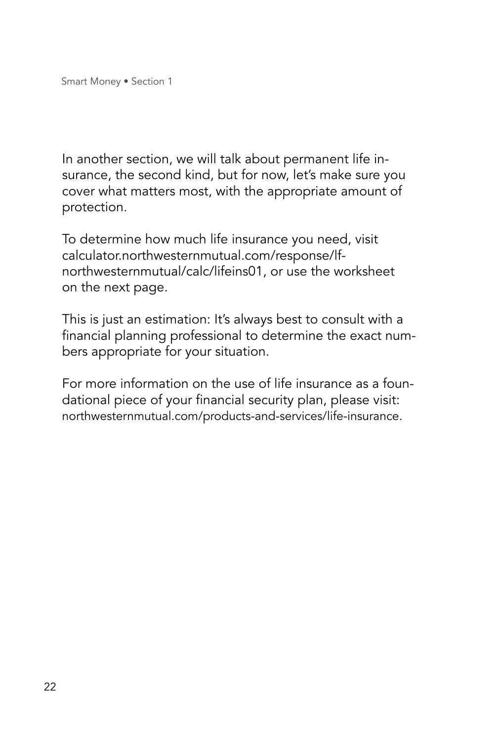In another section, we will talk about permanent life insurance, the second kind, but for now, let's make sure you cover what matters most, with the appropriate amount of protection.

To determine how much life insurance you need, visit calculator.northwesternmutual.com/response/lf-northwesternmutual/calc/lifeins01, or use the worksheet on the next page.

This is just an estimation: It's always best to consult with a financial planning professional to determine the exact numbers appropriate for your situation.

For more information on the use of life insurance as a foundational piece of your financial security plan, please visit: northwesternmutual.com/products-and-services/life-insurance.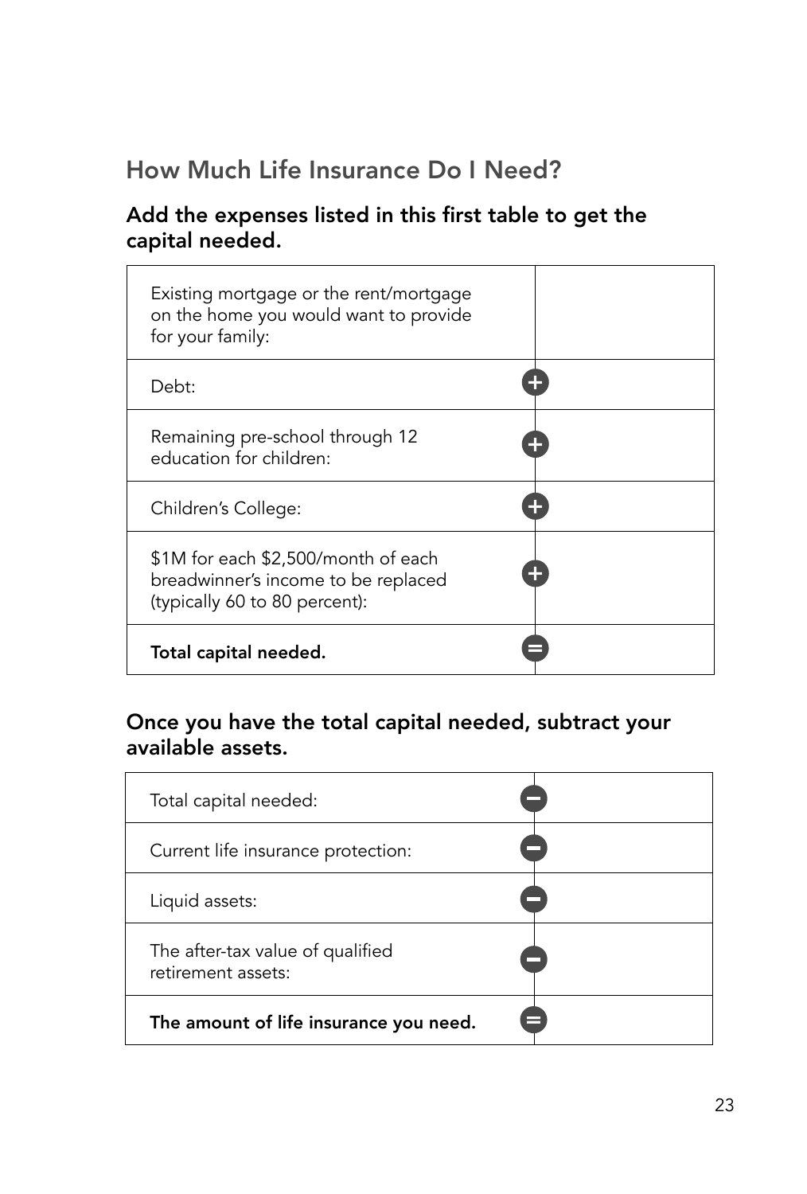## How Much Life Insurance Do I Need?

### Add the expenses listed in this first table to get the capital needed.

| | |
|---|---|
| Existing mortgage or the rent/mortgage on the home you would want to provide for your family: | |
| Debt: | + |
| Remaining pre-school through 12 education for children: | + |
| Children's College: | + |
| $1M for each $2,500/month of each breadwinner's income to be replaced (typically 60 to 80 percent): | + |
| **Total capital needed.** | = |

### Once you have the total capital needed, subtract your available assets.

| | |
|---|---|
| Total capital needed: | − |
| Current life insurance protection: | − |
| Liquid assets: | − |
| The after-tax value of qualified retirement assets: | − |
| **The amount of life insurance you need.** | = |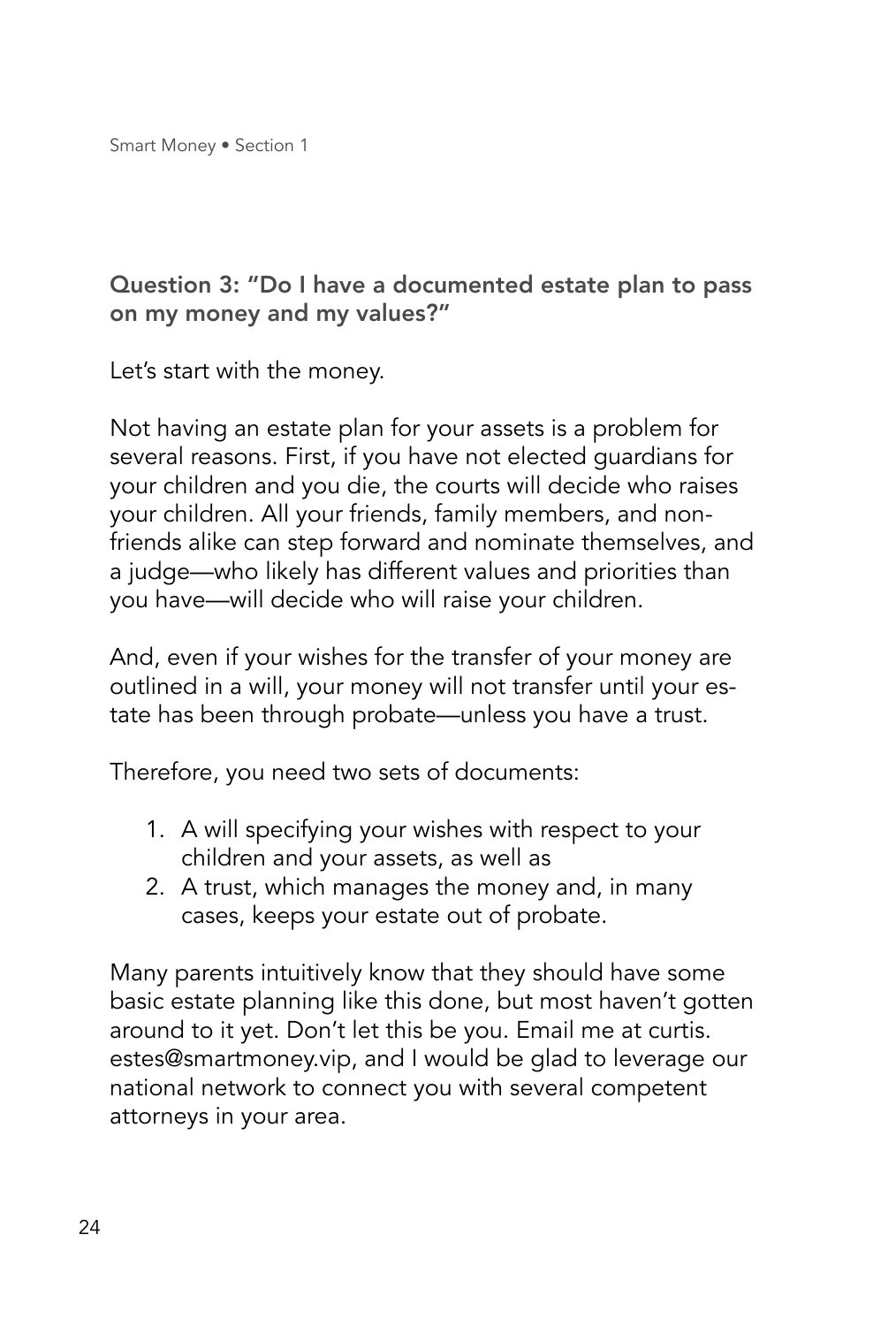### Question 3: "Do I have a documented estate plan to pass on my money and my values?"

Let's start with the money.

Not having an estate plan for your assets is a problem for several reasons. First, if you have not elected guardians for your children and you die, the courts will decide who raises your children. All your friends, family members, and non-friends alike can step forward and nominate themselves, and a judge—who likely has different values and priorities than you have—will decide who will raise your children.

And, even if your wishes for the transfer of your money are outlined in a will, your money will not transfer until your estate has been through probate—unless you have a trust.

Therefore, you need two sets of documents:

1. A will specifying your wishes with respect to your children and your assets, as well as
2. A trust, which manages the money and, in many cases, keeps your estate out of probate.

Many parents intuitively know that they should have some basic estate planning like this done, but most haven't gotten around to it yet. Don't let this be you. Email me at curtis.estes@smartmoney.vip, and I would be glad to leverage our national network to connect you with several competent attorneys in your area.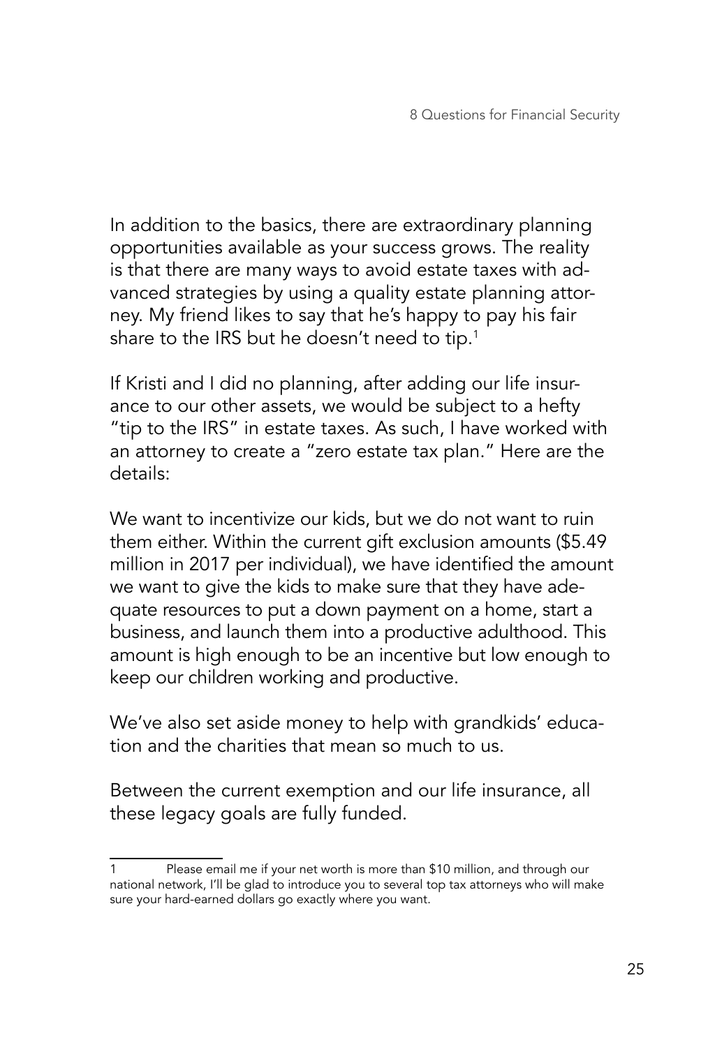In addition to the basics, there are extraordinary planning opportunities available as your success grows. The reality is that there are many ways to avoid estate taxes with advanced strategies by using a quality estate planning attorney. My friend likes to say that he's happy to pay his fair share to the IRS but he doesn't need to tip.[1]

If Kristi and I did no planning, after adding our life insurance to our other assets, we would be subject to a hefty "tip to the IRS" in estate taxes. As such, I have worked with an attorney to create a "zero estate tax plan." Here are the details:

We want to incentivize our kids, but we do not want to ruin them either. Within the current gift exclusion amounts ($5.49 million in 2017 per individual), we have identified the amount we want to give the kids to make sure that they have adequate resources to put a down payment on a home, start a business, and launch them into a productive adulthood. This amount is high enough to be an incentive but low enough to keep our children working and productive.

We've also set aside money to help with grandkids' education and the charities that mean so much to us.

Between the current exemption and our life insurance, all these legacy goals are fully funded.

---

1 Please email me if your net worth is more than $10 million, and through our national network, I'll be glad to introduce you to several top tax attorneys who will make sure your hard-earned dollars go exactly where you want.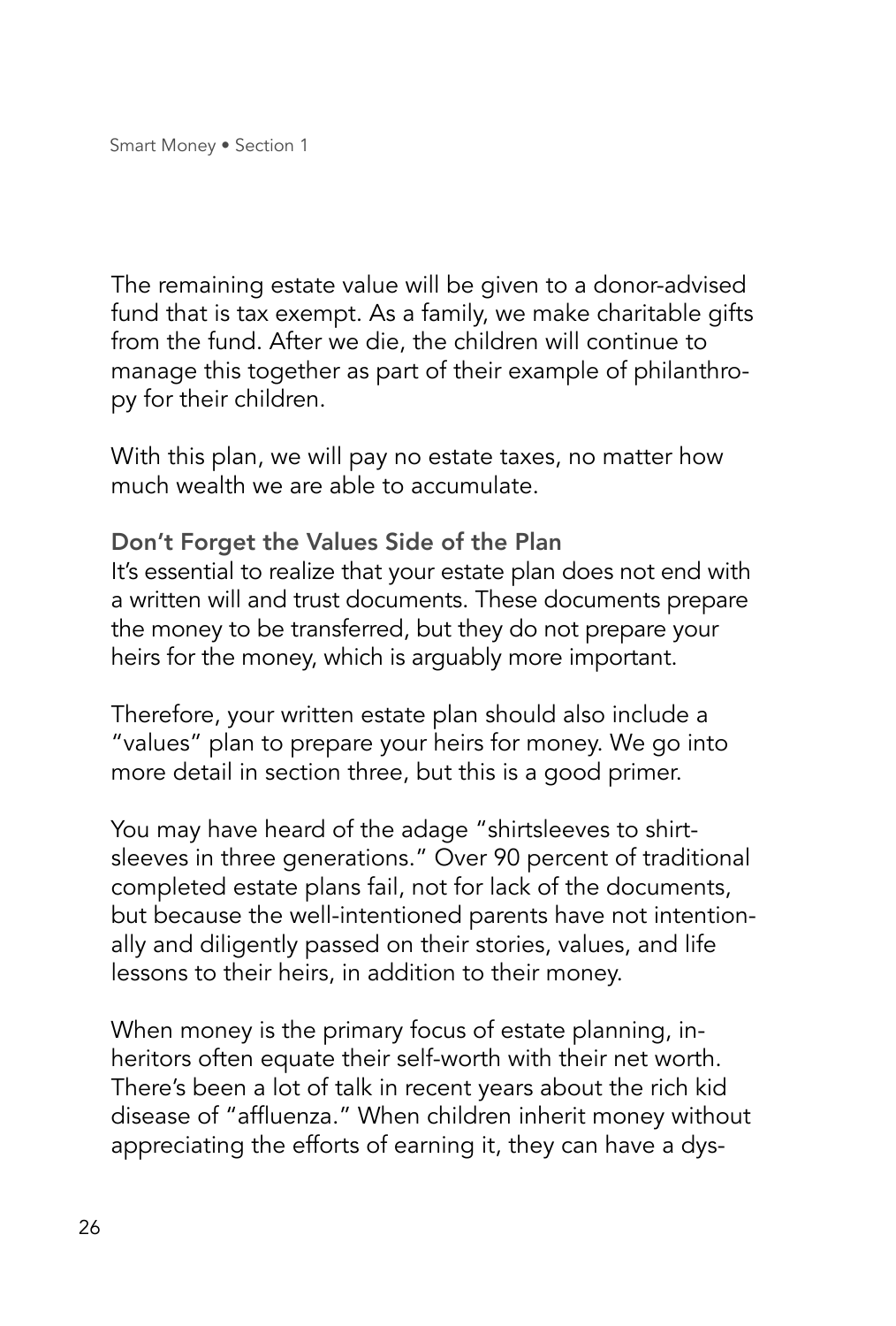The remaining estate value will be given to a donor-advised fund that is tax exempt. As a family, we make charitable gifts from the fund. After we die, the children will continue to manage this together as part of their example of philanthropy for their children.

With this plan, we will pay no estate taxes, no matter how much wealth we are able to accumulate.

### Don't Forget the Values Side of the Plan

It's essential to realize that your estate plan does not end with a written will and trust documents. These documents prepare the money to be transferred, but they do not prepare your heirs for the money, which is arguably more important.

Therefore, your written estate plan should also include a "values" plan to prepare your heirs for money. We go into more detail in section three, but this is a good primer.

You may have heard of the adage "shirtsleeves to shirtsleeves in three generations." Over 90 percent of traditional completed estate plans fail, not for lack of the documents, but because the well-intentioned parents have not intentionally and diligently passed on their stories, values, and life lessons to their heirs, in addition to their money.

When money is the primary focus of estate planning, inheritors often equate their self-worth with their net worth. There's been a lot of talk in recent years about the rich kid disease of "affluenza." When children inherit money without appreciating the efforts of earning it, they can have a dys-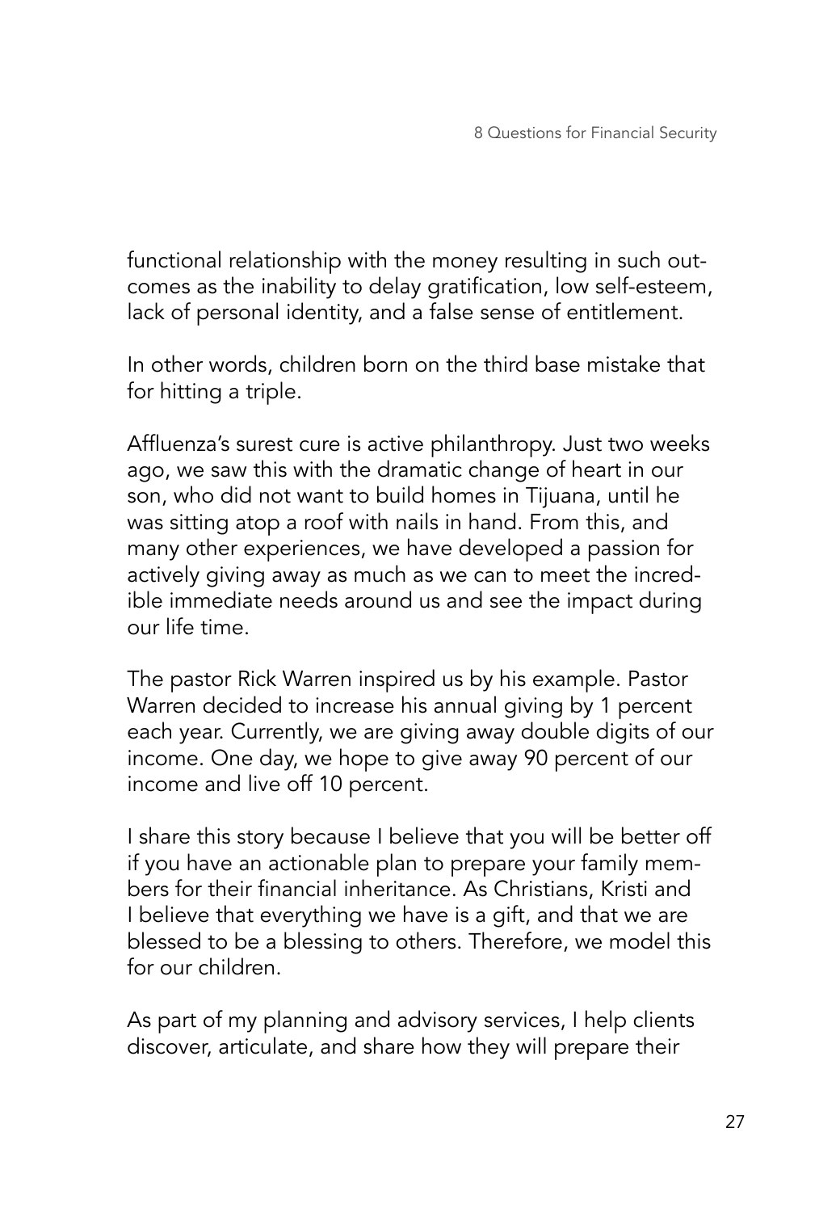functional relationship with the money resulting in such outcomes as the inability to delay gratification, low self-esteem, lack of personal identity, and a false sense of entitlement.

In other words, children born on the third base mistake that for hitting a triple.

Affluenza's surest cure is active philanthropy. Just two weeks ago, we saw this with the dramatic change of heart in our son, who did not want to build homes in Tijuana, until he was sitting atop a roof with nails in hand. From this, and many other experiences, we have developed a passion for actively giving away as much as we can to meet the incredible immediate needs around us and see the impact during our life time.

The pastor Rick Warren inspired us by his example. Pastor Warren decided to increase his annual giving by 1 percent each year. Currently, we are giving away double digits of our income. One day, we hope to give away 90 percent of our income and live off 10 percent.

I share this story because I believe that you will be better off if you have an actionable plan to prepare your family members for their financial inheritance. As Christians, Kristi and I believe that everything we have is a gift, and that we are blessed to be a blessing to others. Therefore, we model this for our children.

As part of my planning and advisory services, I help clients discover, articulate, and share how they will prepare their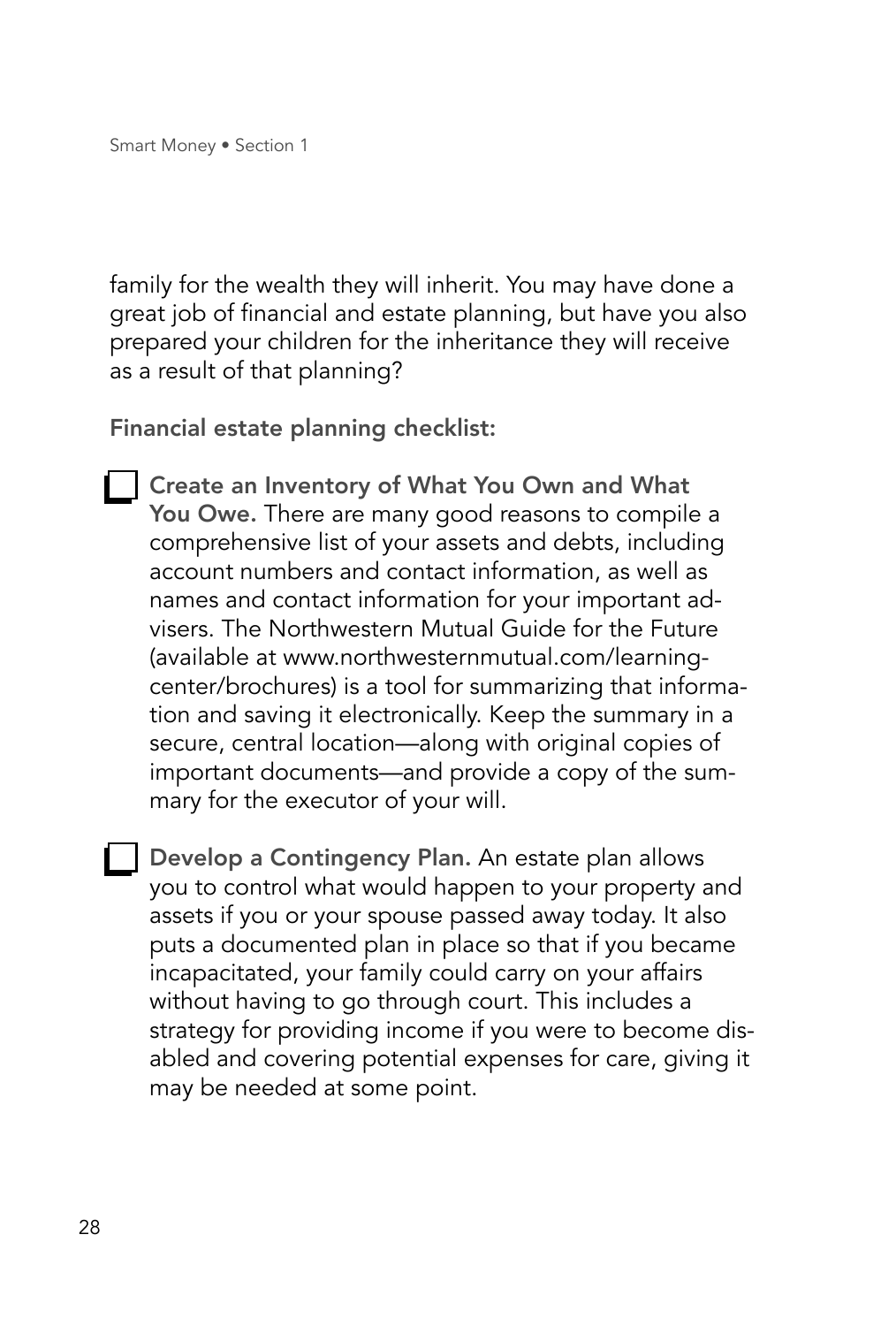family for the wealth they will inherit. You may have done a great job of financial and estate planning, but have you also prepared your children for the inheritance they will receive as a result of that planning?

**Financial estate planning checklist:**

- [ ] **Create an Inventory of What You Own and What You Owe.** There are many good reasons to compile a comprehensive list of your assets and debts, including account numbers and contact information, as well as names and contact information for your important advisers. The Northwestern Mutual Guide for the Future (available at www.northwesternmutual.com/learning-center/brochures) is a tool for summarizing that information and saving it electronically. Keep the summary in a secure, central location—along with original copies of important documents—and provide a copy of the summary for the executor of your will.

- [ ] **Develop a Contingency Plan.** An estate plan allows you to control what would happen to your property and assets if you or your spouse passed away today. It also puts a documented plan in place so that if you became incapacitated, your family could carry on your affairs without having to go through court. This includes a strategy for providing income if you were to become disabled and covering potential expenses for care, giving it may be needed at some point.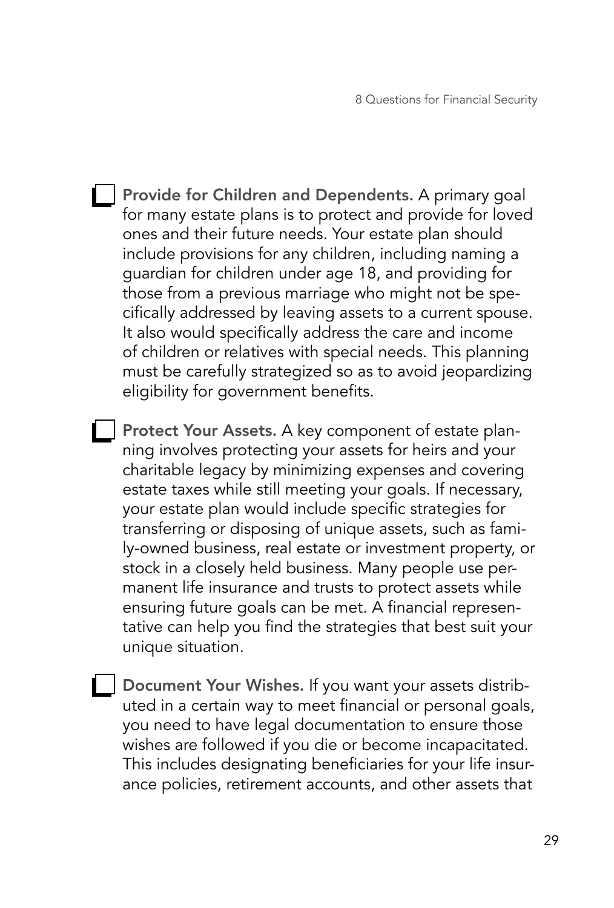- [ ] **Provide for Children and Dependents.** A primary goal for many estate plans is to protect and provide for loved ones and their future needs. Your estate plan should include provisions for any children, including naming a guardian for children under age 18, and providing for those from a previous marriage who might not be specifically addressed by leaving assets to a current spouse. It also would specifically address the care and income of children or relatives with special needs. This planning must be carefully strategized so as to avoid jeopardizing eligibility for government benefits.

- [ ] **Protect Your Assets.** A key component of estate planning involves protecting your assets for heirs and your charitable legacy by minimizing expenses and covering estate taxes while still meeting your goals. If necessary, your estate plan would include specific strategies for transferring or disposing of unique assets, such as family-owned business, real estate or investment property, or stock in a closely held business. Many people use permanent life insurance and trusts to protect assets while ensuring future goals can be met. A financial representative can help you find the strategies that best suit your unique situation.

- [ ] **Document Your Wishes.** If you want your assets distributed in a certain way to meet financial or personal goals, you need to have legal documentation to ensure those wishes are followed if you die or become incapacitated. This includes designating beneficiaries for your life insurance policies, retirement accounts, and other assets that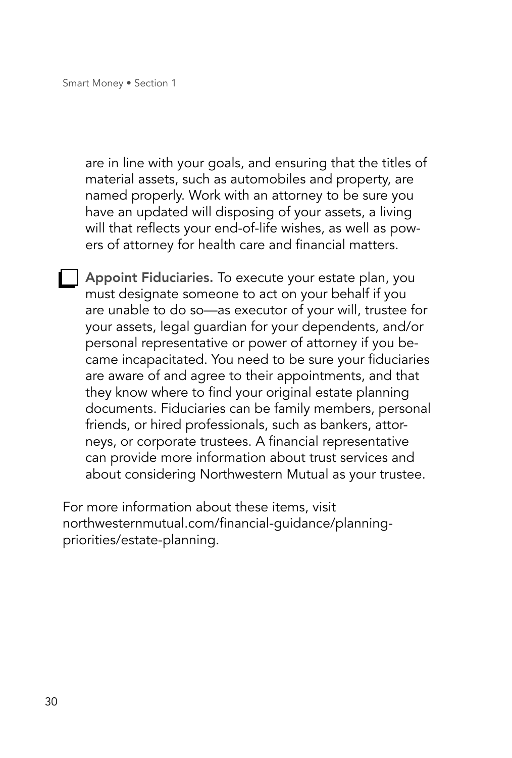are in line with your goals, and ensuring that the titles of material assets, such as automobiles and property, are named properly. Work with an attorney to be sure you have an updated will disposing of your assets, a living will that reflects your end-of-life wishes, as well as powers of attorney for health care and financial matters.

- [ ] **Appoint Fiduciaries.** To execute your estate plan, you must designate someone to act on your behalf if you are unable to do so—as executor of your will, trustee for your assets, legal guardian for your dependents, and/or personal representative or power of attorney if you became incapacitated. You need to be sure your fiduciaries are aware of and agree to their appointments, and that they know where to find your original estate planning documents. Fiduciaries can be family members, personal friends, or hired professionals, such as bankers, attorneys, or corporate trustees. A financial representative can provide more information about trust services and about considering Northwestern Mutual as your trustee.

For more information about these items, visit northwesternmutual.com/financial-guidance/planning-priorities/estate-planning.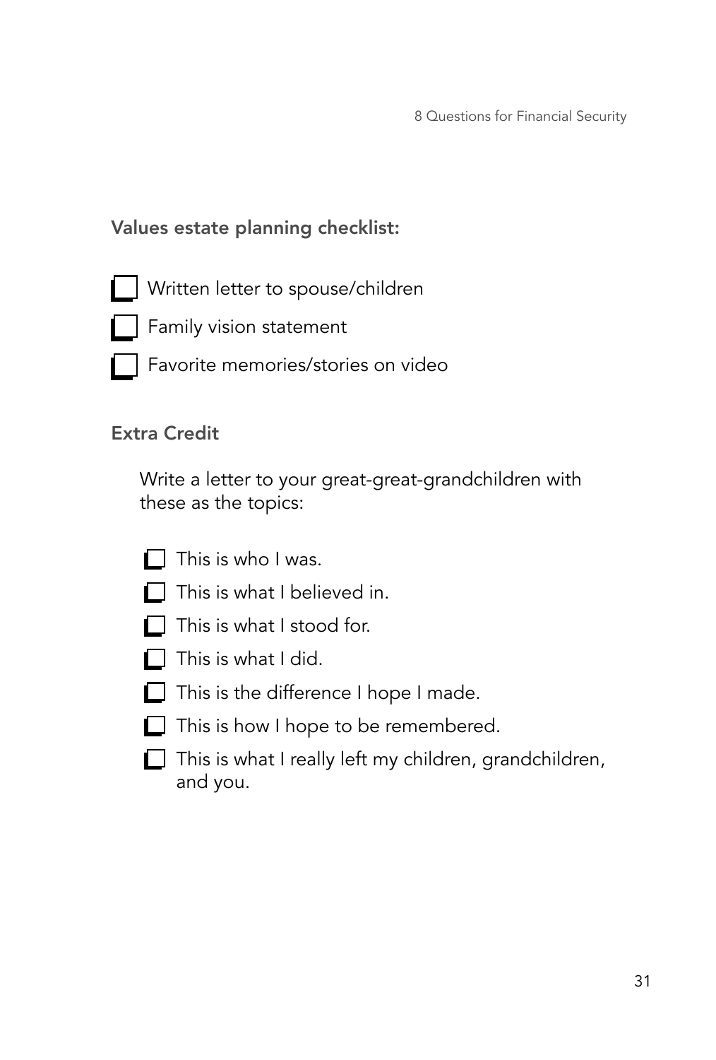### Values estate planning checklist:

- [ ] Written letter to spouse/children
- [ ] Family vision statement
- [ ] Favorite memories/stories on video

### Extra Credit

Write a letter to your great-great-grandchildren with these as the topics:

- [ ] This is who I was.
- [ ] This is what I believed in.
- [ ] This is what I stood for.
- [ ] This is what I did.
- [ ] This is the difference I hope I made.
- [ ] This is how I hope to be remembered.
- [ ] This is what I really left my children, grandchildren, and you.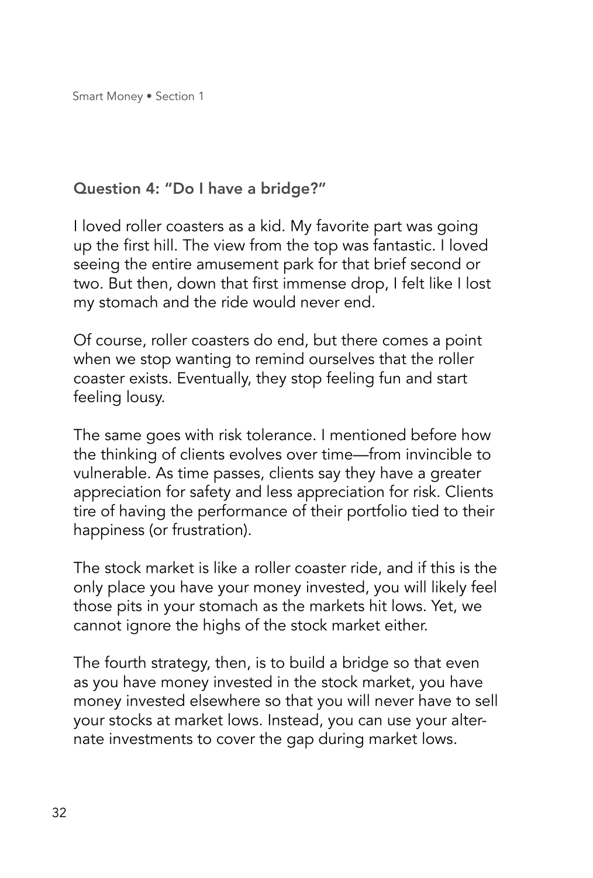### Question 4: "Do I have a bridge?"

I loved roller coasters as a kid. My favorite part was going up the first hill. The view from the top was fantastic. I loved seeing the entire amusement park for that brief second or two. But then, down that first immense drop, I felt like I lost my stomach and the ride would never end.

Of course, roller coasters do end, but there comes a point when we stop wanting to remind ourselves that the roller coaster exists. Eventually, they stop feeling fun and start feeling lousy.

The same goes with risk tolerance. I mentioned before how the thinking of clients evolves over time—from invincible to vulnerable. As time passes, clients say they have a greater appreciation for safety and less appreciation for risk. Clients tire of having the performance of their portfolio tied to their happiness (or frustration).

The stock market is like a roller coaster ride, and if this is the only place you have your money invested, you will likely feel those pits in your stomach as the markets hit lows. Yet, we cannot ignore the highs of the stock market either.

The fourth strategy, then, is to build a bridge so that even as you have money invested in the stock market, you have money invested elsewhere so that you will never have to sell your stocks at market lows. Instead, you can use your alternate investments to cover the gap during market lows.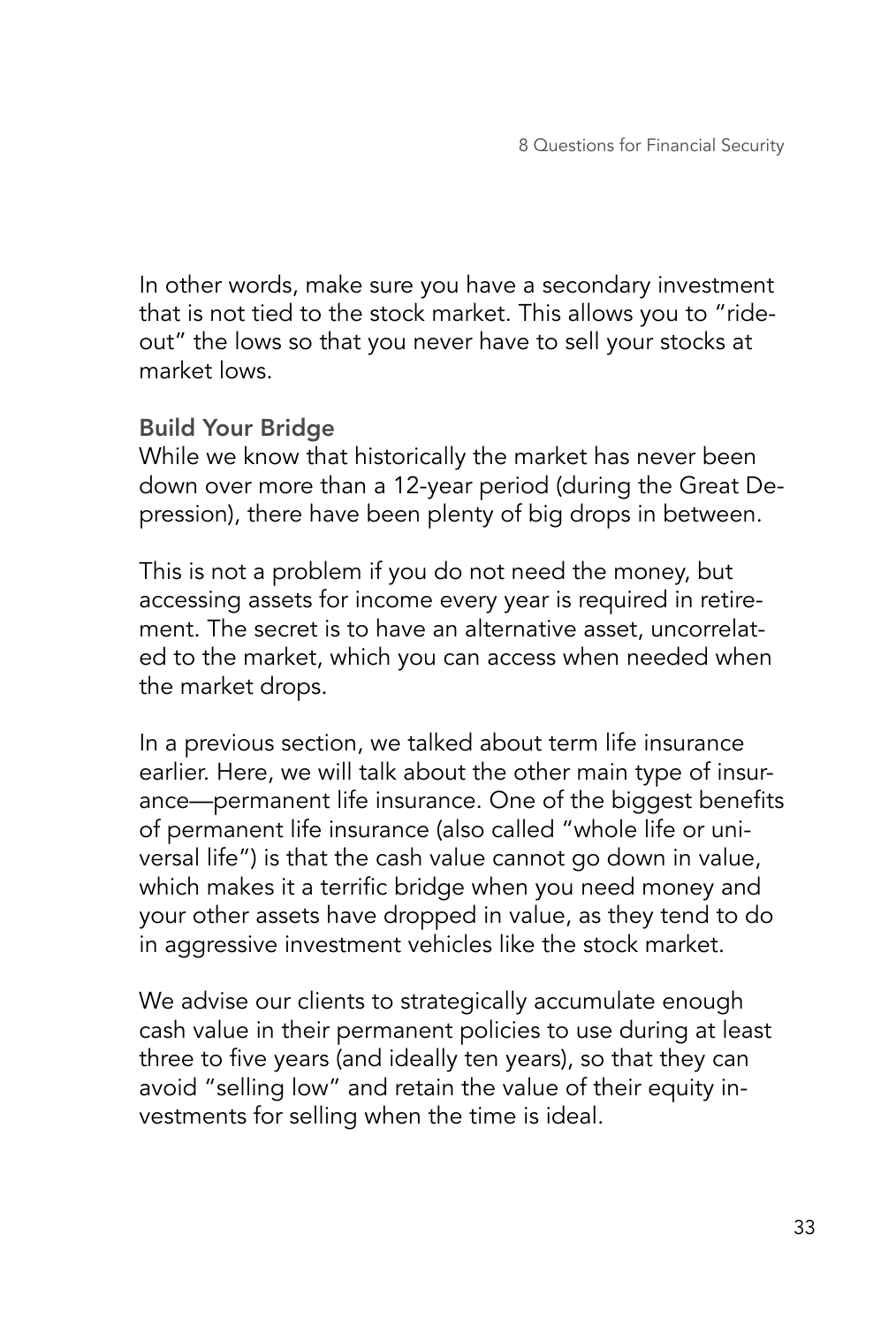In other words, make sure you have a secondary investment that is not tied to the stock market. This allows you to "ride-out" the lows so that you never have to sell your stocks at market lows.

**Build Your Bridge**

While we know that historically the market has never been down over more than a 12-year period (during the Great Depression), there have been plenty of big drops in between.

This is not a problem if you do not need the money, but accessing assets for income every year is required in retirement. The secret is to have an alternative asset, uncorrelated to the market, which you can access when needed when the market drops.

In a previous section, we talked about term life insurance earlier. Here, we will talk about the other main type of insurance—permanent life insurance. One of the biggest benefits of permanent life insurance (also called "whole life or universal life") is that the cash value cannot go down in value, which makes it a terrific bridge when you need money and your other assets have dropped in value, as they tend to do in aggressive investment vehicles like the stock market.

We advise our clients to strategically accumulate enough cash value in their permanent policies to use during at least three to five years (and ideally ten years), so that they can avoid "selling low" and retain the value of their equity investments for selling when the time is ideal.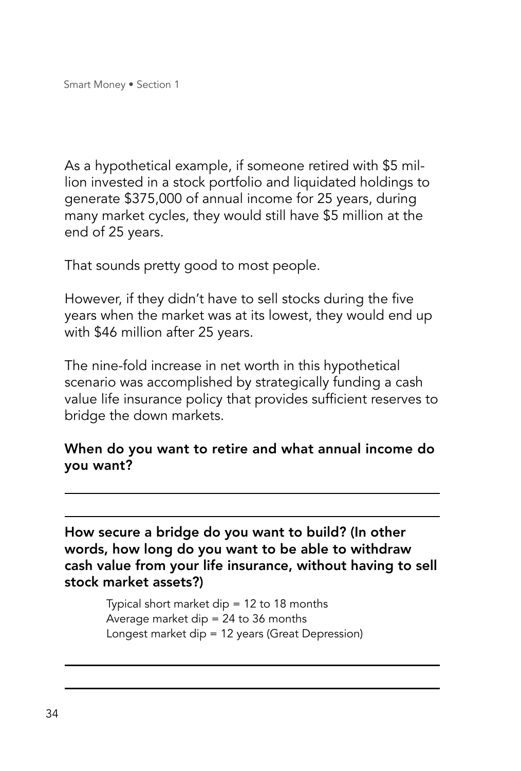As a hypothetical example, if someone retired with $5 million invested in a stock portfolio and liquidated holdings to generate $375,000 of annual income for 25 years, during many market cycles, they would still have $5 million at the end of 25 years.

That sounds pretty good to most people.

However, if they didn't have to sell stocks during the five years when the market was at its lowest, they would end up with $46 million after 25 years.

The nine-fold increase in net worth in this hypothetical scenario was accomplished by strategically funding a cash value life insurance policy that provides sufficient reserves to bridge the down markets.

**When do you want to retire and what annual income do you want?**

\_\_\_\_\_\_\_\_\_\_\_\_\_\_\_\_\_\_\_\_\_\_\_\_\_\_\_\_\_\_\_\_\_\_\_\_\_\_\_\_\_\_\_\_\_\_\_\_

\_\_\_\_\_\_\_\_\_\_\_\_\_\_\_\_\_\_\_\_\_\_\_\_\_\_\_\_\_\_\_\_\_\_\_\_\_\_\_\_\_\_\_\_\_\_\_\_

**How secure a bridge do you want to build? (In other words, how long do you want to be able to withdraw cash value from your life insurance, without having to sell stock market assets?)**

> Typical short market dip = 12 to 18 months
> Average market dip = 24 to 36 months
> Longest market dip = 12 years (Great Depression)

\_\_\_\_\_\_\_\_\_\_\_\_\_\_\_\_\_\_\_\_\_\_\_\_\_\_\_\_\_\_\_\_\_\_\_\_\_\_\_\_\_\_\_\_\_\_\_\_

\_\_\_\_\_\_\_\_\_\_\_\_\_\_\_\_\_\_\_\_\_\_\_\_\_\_\_\_\_\_\_\_\_\_\_\_\_\_\_\_\_\_\_\_\_\_\_\_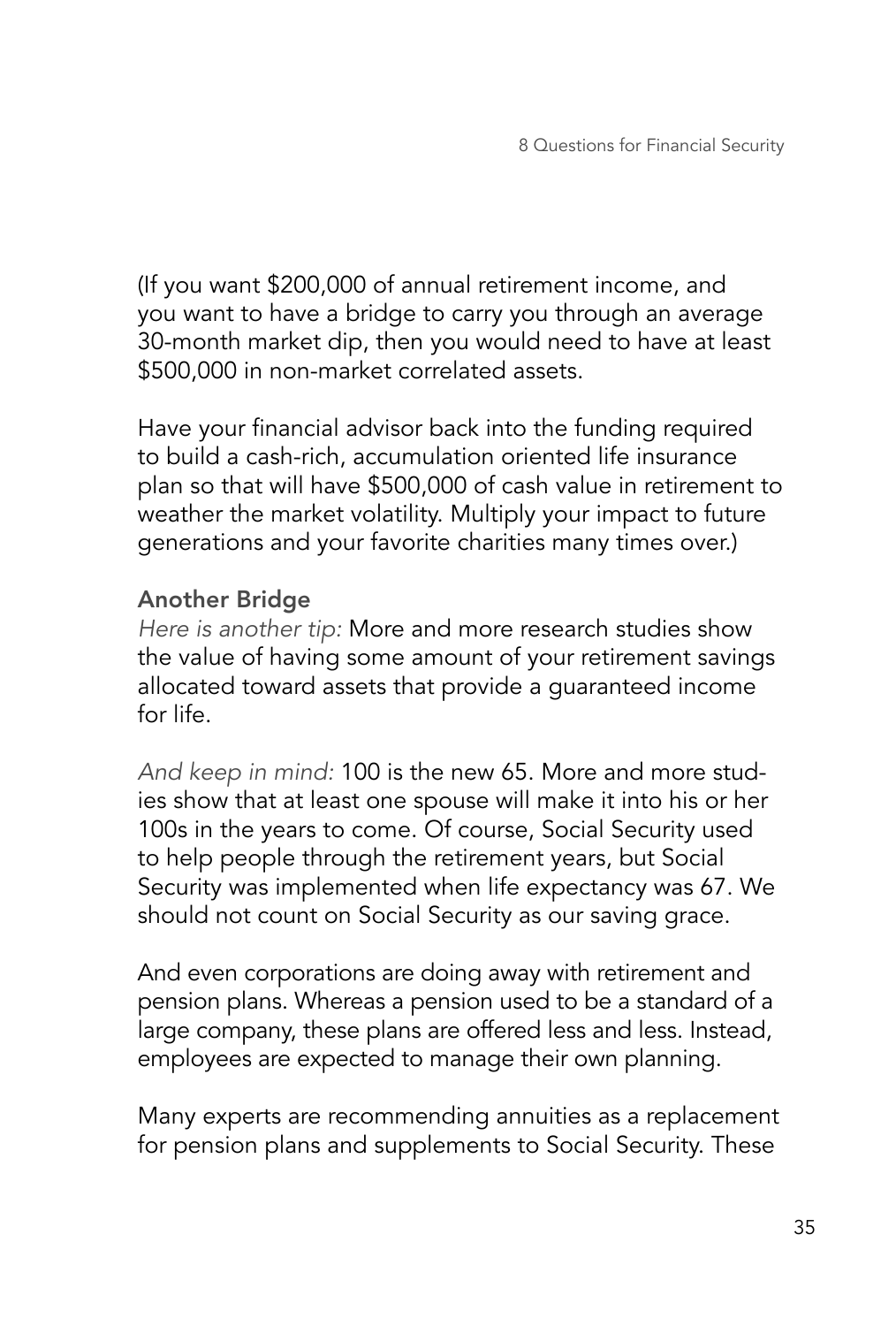(If you want $200,000 of annual retirement income, and you want to have a bridge to carry you through an average 30-month market dip, then you would need to have at least $500,000 in non-market correlated assets.

Have your financial advisor back into the funding required to build a cash-rich, accumulation oriented life insurance plan so that will have $500,000 of cash value in retirement to weather the market volatility. Multiply your impact to future generations and your favorite charities many times over.)

**Another Bridge**

*Here is another tip:* More and more research studies show the value of having some amount of your retirement savings allocated toward assets that provide a guaranteed income for life.

*And keep in mind:* 100 is the new 65. More and more studies show that at least one spouse will make it into his or her 100s in the years to come. Of course, Social Security used to help people through the retirement years, but Social Security was implemented when life expectancy was 67. We should not count on Social Security as our saving grace.

And even corporations are doing away with retirement and pension plans. Whereas a pension used to be a standard of a large company, these plans are offered less and less. Instead, employees are expected to manage their own planning.

Many experts are recommending annuities as a replacement for pension plans and supplements to Social Security. These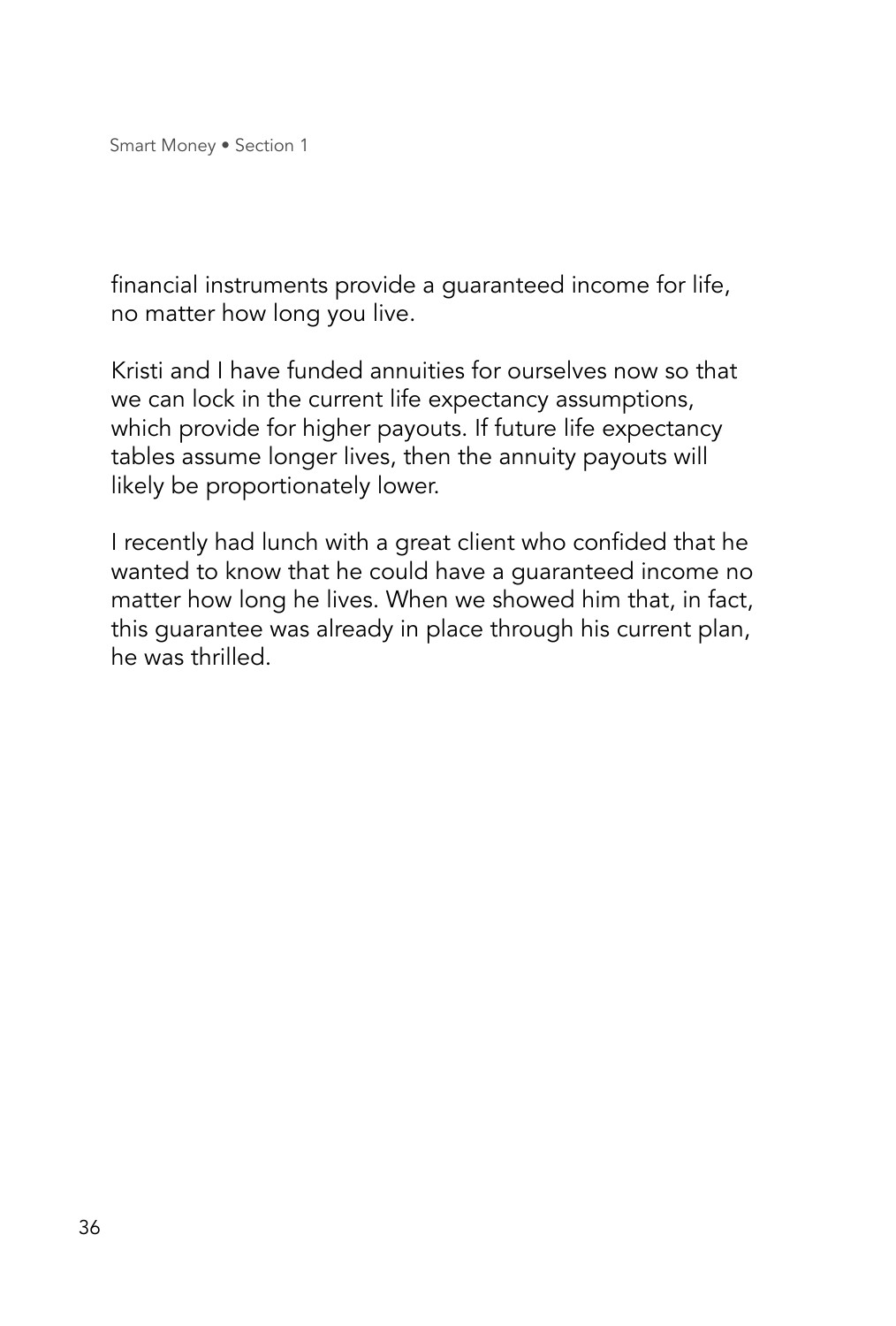financial instruments provide a guaranteed income for life, no matter how long you live.

Kristi and I have funded annuities for ourselves now so that we can lock in the current life expectancy assumptions, which provide for higher payouts. If future life expectancy tables assume longer lives, then the annuity payouts will likely be proportionately lower.

I recently had lunch with a great client who confided that he wanted to know that he could have a guaranteed income no matter how long he lives. When we showed him that, in fact, this guarantee was already in place through his current plan, he was thrilled.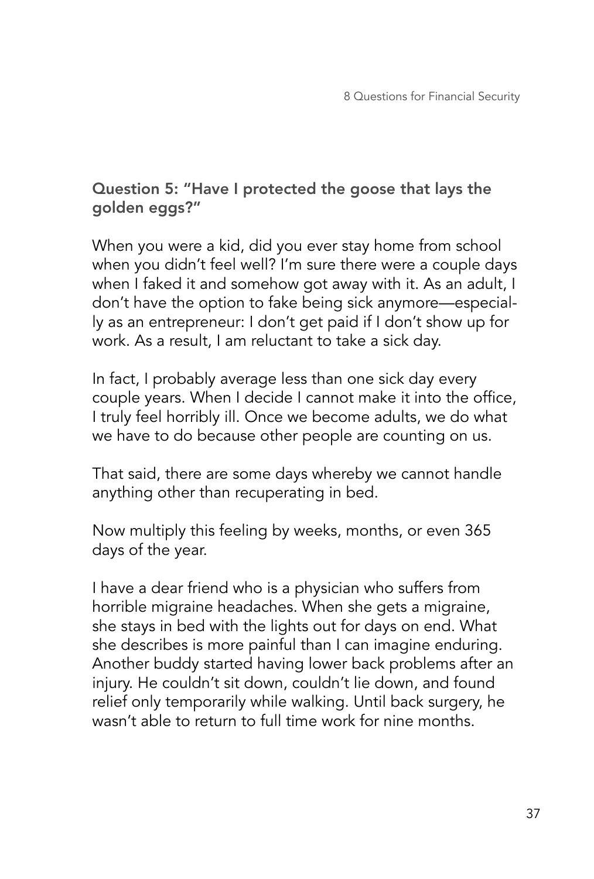### Question 5: "Have I protected the goose that lays the golden eggs?"

When you were a kid, did you ever stay home from school when you didn't feel well? I'm sure there were a couple days when I faked it and somehow got away with it. As an adult, I don't have the option to fake being sick anymore—especially as an entrepreneur: I don't get paid if I don't show up for work. As a result, I am reluctant to take a sick day.

In fact, I probably average less than one sick day every couple years. When I decide I cannot make it into the office, I truly feel horribly ill. Once we become adults, we do what we have to do because other people are counting on us.

That said, there are some days whereby we cannot handle anything other than recuperating in bed.

Now multiply this feeling by weeks, months, or even 365 days of the year.

I have a dear friend who is a physician who suffers from horrible migraine headaches. When she gets a migraine, she stays in bed with the lights out for days on end. What she describes is more painful than I can imagine enduring. Another buddy started having lower back problems after an injury. He couldn't sit down, couldn't lie down, and found relief only temporarily while walking. Until back surgery, he wasn't able to return to full time work for nine months.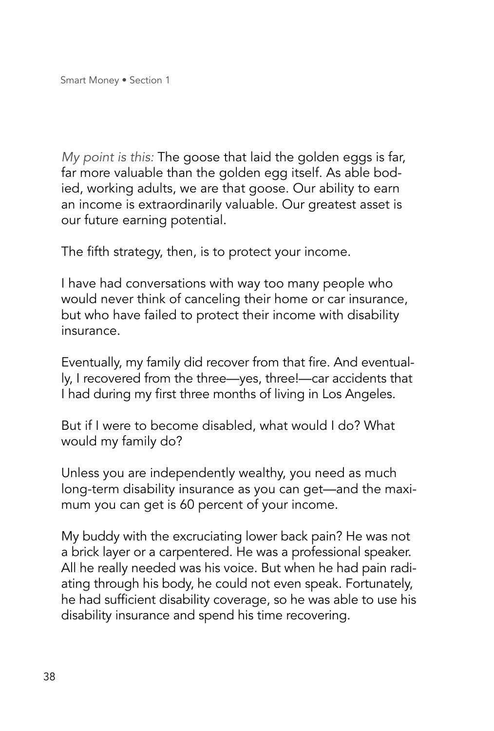*My point is this:* The goose that laid the golden eggs is far, far more valuable than the golden egg itself. As able bodied, working adults, we are that goose. Our ability to earn an income is extraordinarily valuable. Our greatest asset is our future earning potential.

The fifth strategy, then, is to protect your income.

I have had conversations with way too many people who would never think of canceling their home or car insurance, but who have failed to protect their income with disability insurance.

Eventually, my family did recover from that fire. And eventually, I recovered from the three—yes, three!—car accidents that I had during my first three months of living in Los Angeles.

But if I were to become disabled, what would I do? What would my family do?

Unless you are independently wealthy, you need as much long-term disability insurance as you can get—and the maximum you can get is 60 percent of your income.

My buddy with the excruciating lower back pain? He was not a brick layer or a carpentered. He was a professional speaker. All he really needed was his voice. But when he had pain radiating through his body, he could not even speak. Fortunately, he had sufficient disability coverage, so he was able to use his disability insurance and spend his time recovering.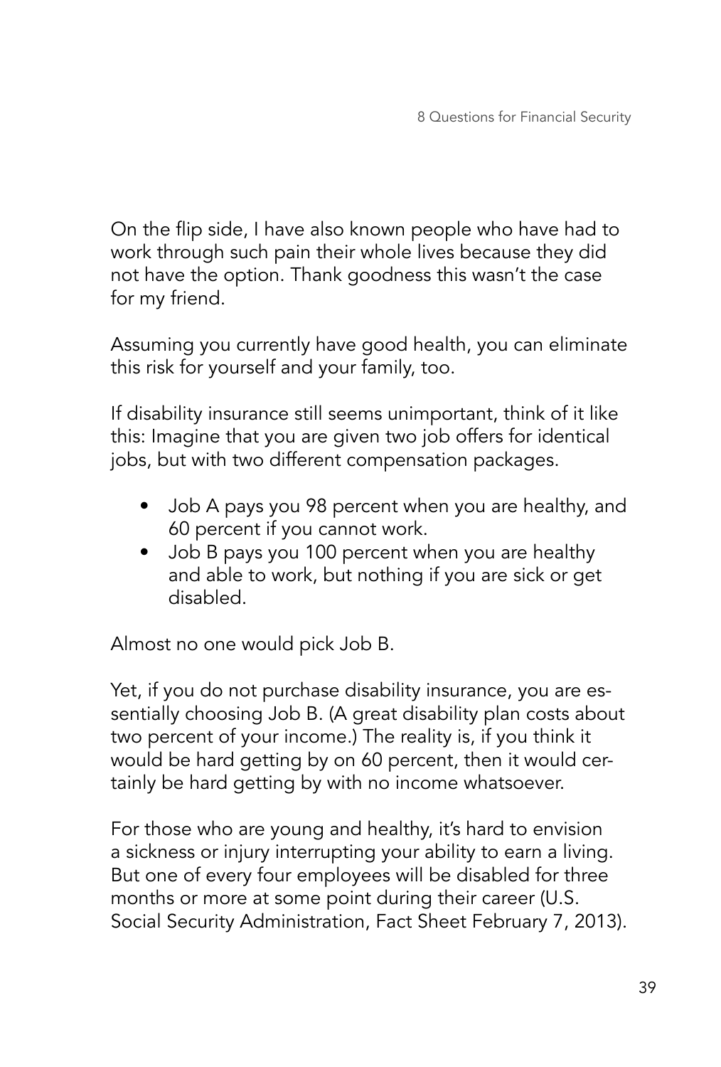On the flip side, I have also known people who have had to work through such pain their whole lives because they did not have the option. Thank goodness this wasn't the case for my friend.

Assuming you currently have good health, you can eliminate this risk for yourself and your family, too.

If disability insurance still seems unimportant, think of it like this: Imagine that you are given two job offers for identical jobs, but with two different compensation packages.

- Job A pays you 98 percent when you are healthy, and 60 percent if you cannot work.
- Job B pays you 100 percent when you are healthy and able to work, but nothing if you are sick or get disabled.

Almost no one would pick Job B.

Yet, if you do not purchase disability insurance, you are essentially choosing Job B. (A great disability plan costs about two percent of your income.) The reality is, if you think it would be hard getting by on 60 percent, then it would certainly be hard getting by with no income whatsoever.

For those who are young and healthy, it's hard to envision a sickness or injury interrupting your ability to earn a living. But one of every four employees will be disabled for three months or more at some point during their career (U.S. Social Security Administration, Fact Sheet February 7, 2013).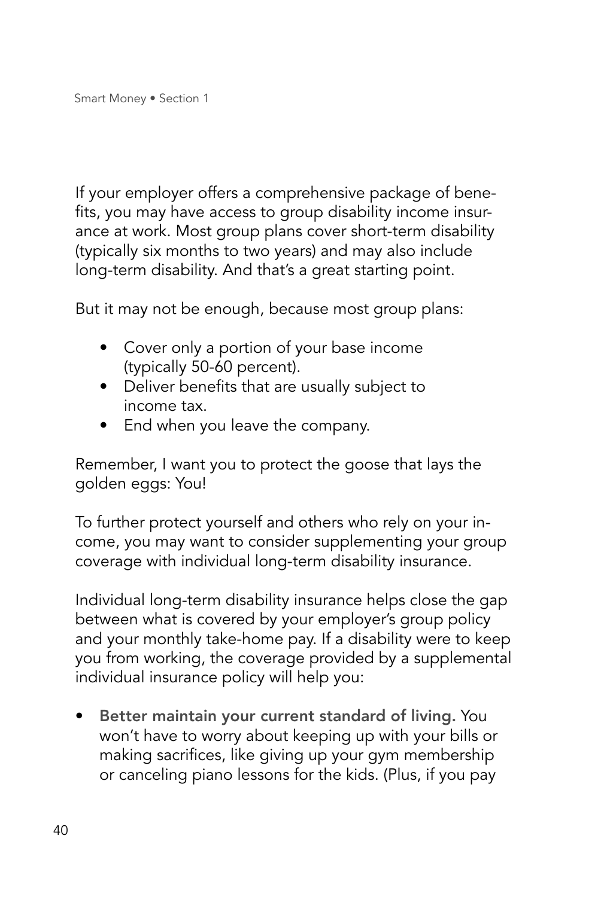If your employer offers a comprehensive package of benefits, you may have access to group disability income insurance at work. Most group plans cover short-term disability (typically six months to two years) and may also include long-term disability. And that's a great starting point.

But it may not be enough, because most group plans:

- Cover only a portion of your base income (typically 50-60 percent).
- Deliver benefits that are usually subject to income tax.
- End when you leave the company.

Remember, I want you to protect the goose that lays the golden eggs: You!

To further protect yourself and others who rely on your income, you may want to consider supplementing your group coverage with individual long-term disability insurance.

Individual long-term disability insurance helps close the gap between what is covered by your employer's group policy and your monthly take-home pay. If a disability were to keep you from working, the coverage provided by a supplemental individual insurance policy will help you:

- **Better maintain your current standard of living.** You won't have to worry about keeping up with your bills or making sacrifices, like giving up your gym membership or canceling piano lessons for the kids. (Plus, if you pay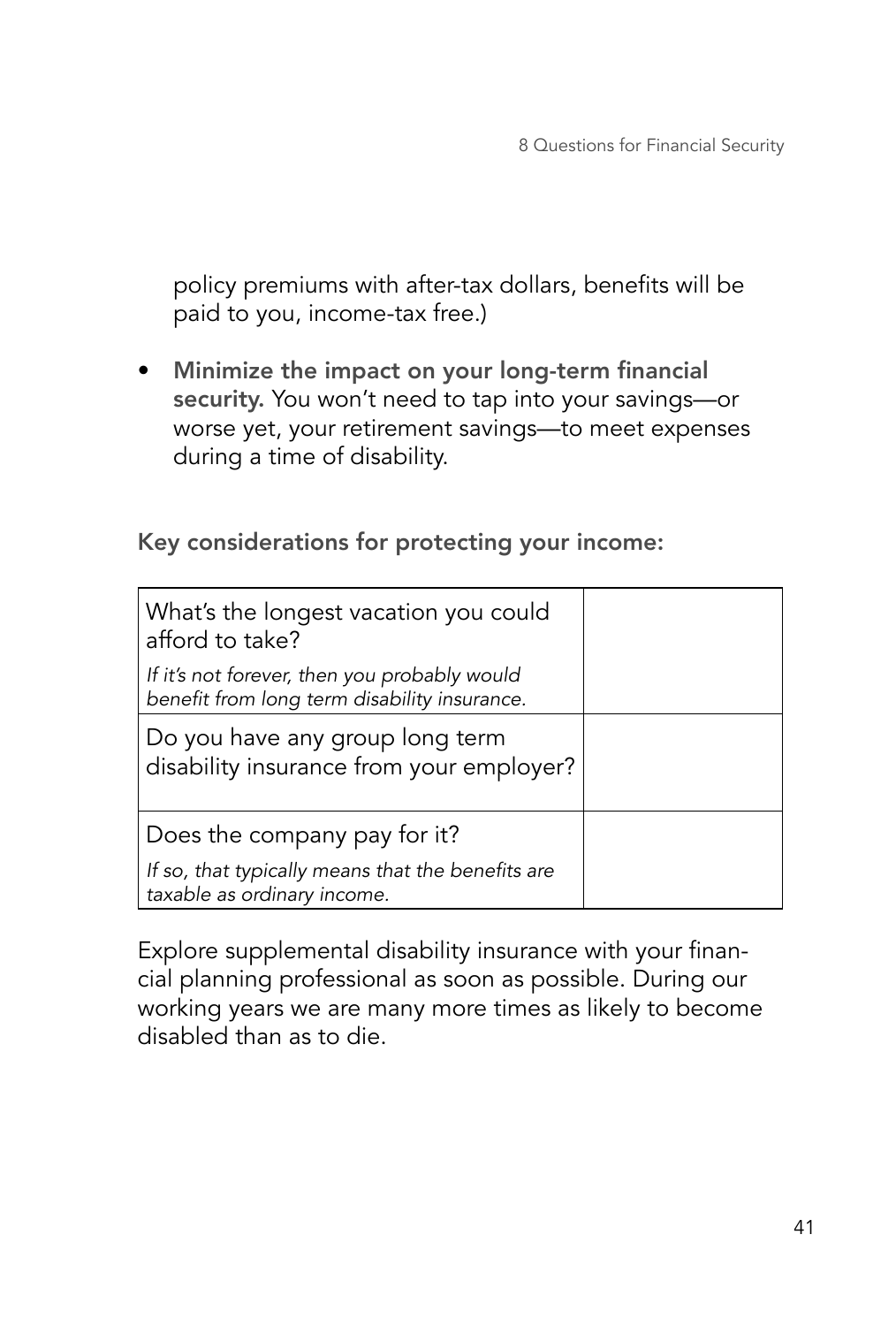policy premiums with after-tax dollars, benefits will be paid to you, income-tax free.)

- **Minimize the impact on your long-term financial security.** You won't need to tap into your savings—or worse yet, your retirement savings—to meet expenses during a time of disability.

**Key considerations for protecting your income:**

| | |
|---|---|
| What's the longest vacation you could afford to take?<br>*If it's not forever, then you probably would benefit from long term disability insurance.* | |
| Do you have any group long term disability insurance from your employer? | |
| Does the company pay for it?<br>*If so, that typically means that the benefits are taxable as ordinary income.* | |

Explore supplemental disability insurance with your financial planning professional as soon as possible. During our working years we are many more times as likely to become disabled than as to die.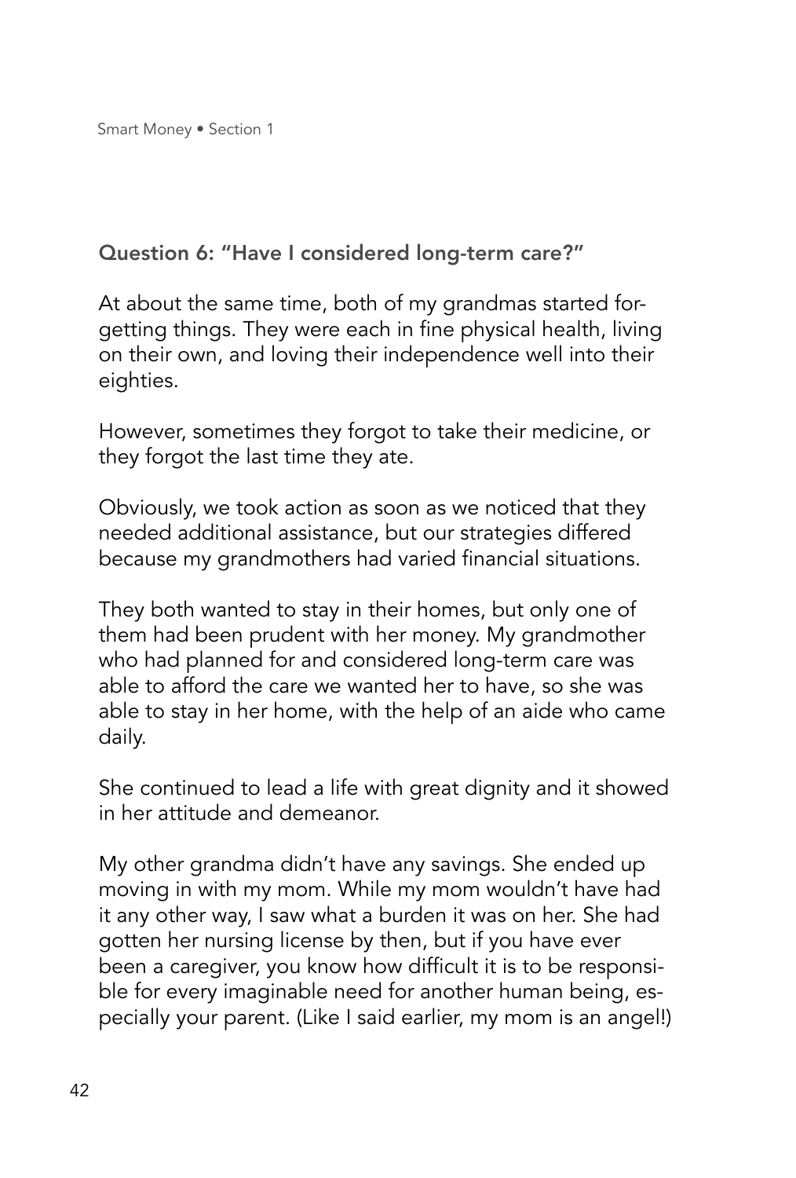### Question 6: "Have I considered long-term care?"

At about the same time, both of my grandmas started forgetting things. They were each in fine physical health, living on their own, and loving their independence well into their eighties.

However, sometimes they forgot to take their medicine, or they forgot the last time they ate.

Obviously, we took action as soon as we noticed that they needed additional assistance, but our strategies differed because my grandmothers had varied financial situations.

They both wanted to stay in their homes, but only one of them had been prudent with her money. My grandmother who had planned for and considered long-term care was able to afford the care we wanted her to have, so she was able to stay in her home, with the help of an aide who came daily.

She continued to lead a life with great dignity and it showed in her attitude and demeanor.

My other grandma didn't have any savings. She ended up moving in with my mom. While my mom wouldn't have had it any other way, I saw what a burden it was on her. She had gotten her nursing license by then, but if you have ever been a caregiver, you know how difficult it is to be responsible for every imaginable need for another human being, especially your parent. (Like I said earlier, my mom is an angel!)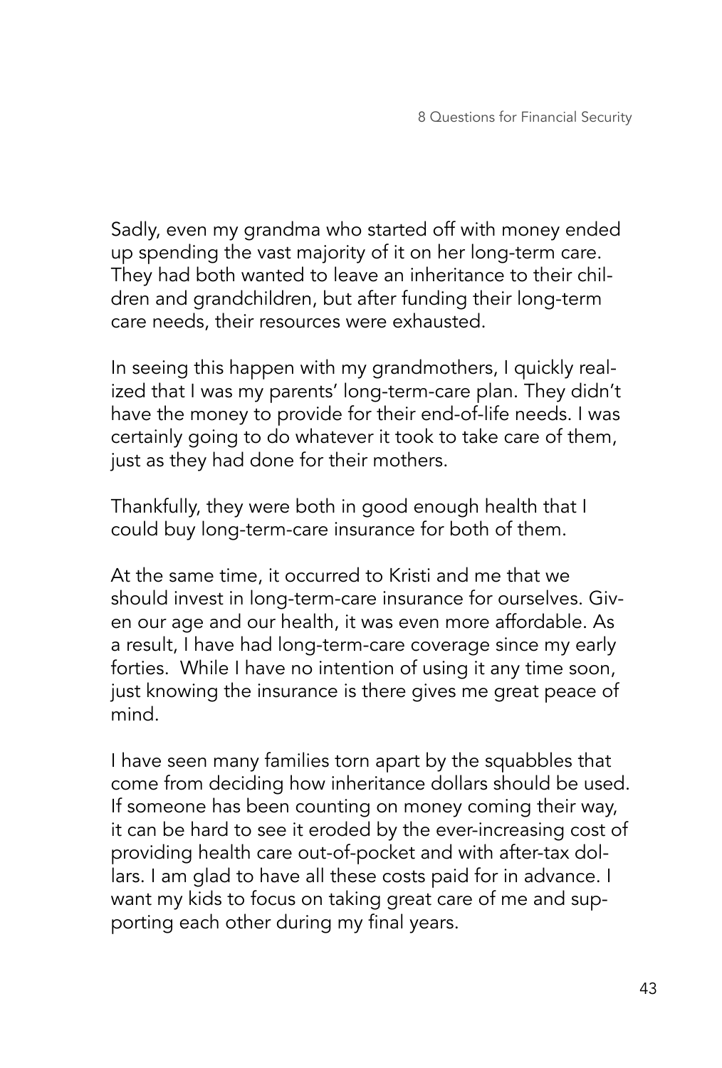Sadly, even my grandma who started off with money ended up spending the vast majority of it on her long-term care. They had both wanted to leave an inheritance to their children and grandchildren, but after funding their long-term care needs, their resources were exhausted.

In seeing this happen with my grandmothers, I quickly realized that I was my parents' long-term-care plan. They didn't have the money to provide for their end-of-life needs. I was certainly going to do whatever it took to take care of them, just as they had done for their mothers.

Thankfully, they were both in good enough health that I could buy long-term-care insurance for both of them.

At the same time, it occurred to Kristi and me that we should invest in long-term-care insurance for ourselves. Given our age and our health, it was even more affordable. As a result, I have had long-term-care coverage since my early forties. While I have no intention of using it any time soon, just knowing the insurance is there gives me great peace of mind.

I have seen many families torn apart by the squabbles that come from deciding how inheritance dollars should be used. If someone has been counting on money coming their way, it can be hard to see it eroded by the ever-increasing cost of providing health care out-of-pocket and with after-tax dollars. I am glad to have all these costs paid for in advance. I want my kids to focus on taking great care of me and supporting each other during my final years.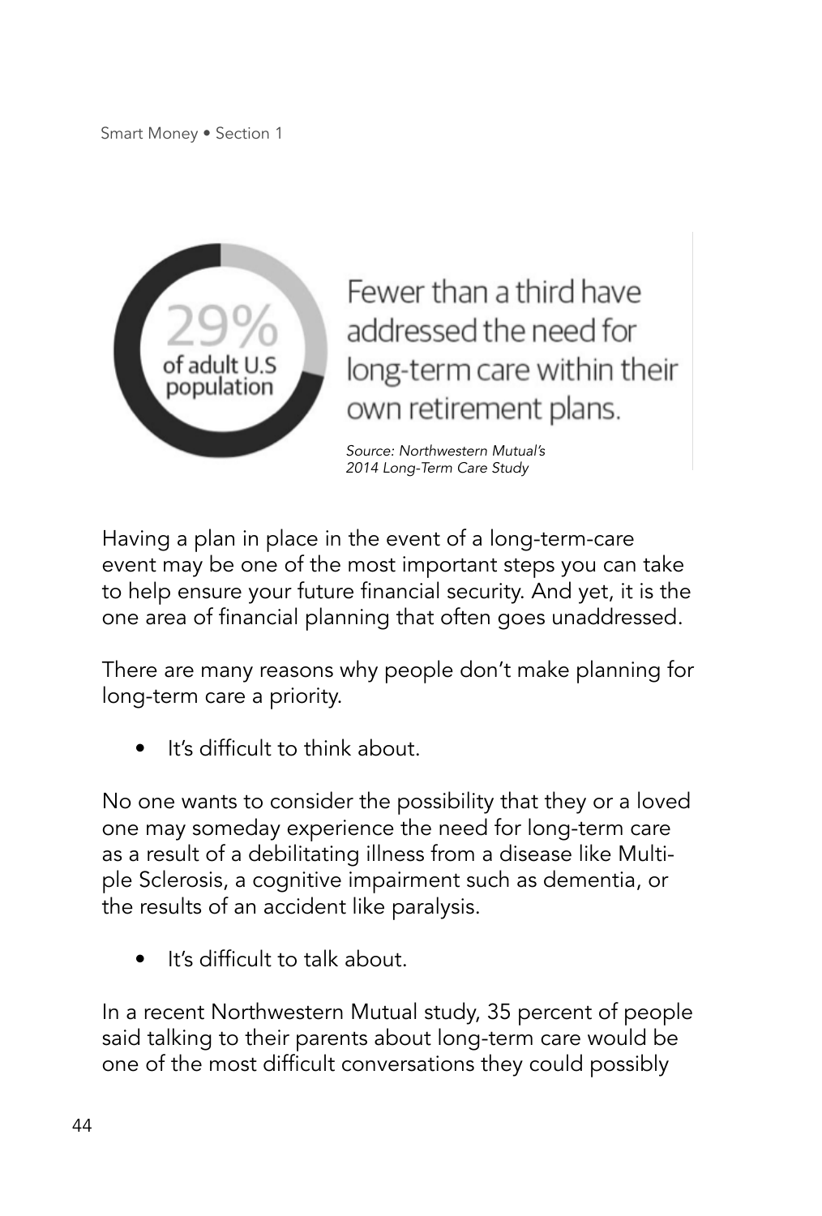29%
of adult U.S population

Fewer than a third have addressed the need for long-term care within their own retirement plans.

*Source: Northwestern Mutual's 2014 Long-Term Care Study*

Having a plan in place in the event of a long-term-care event may be one of the most important steps you can take to help ensure your future financial security. And yet, it is the one area of financial planning that often goes unaddressed.

There are many reasons why people don't make planning for long-term care a priority.

- It's difficult to think about.

No one wants to consider the possibility that they or a loved one may someday experience the need for long-term care as a result of a debilitating illness from a disease like Multiple Sclerosis, a cognitive impairment such as dementia, or the results of an accident like paralysis.

- It's difficult to talk about.

In a recent Northwestern Mutual study, 35 percent of people said talking to their parents about long-term care would be one of the most difficult conversations they could possibly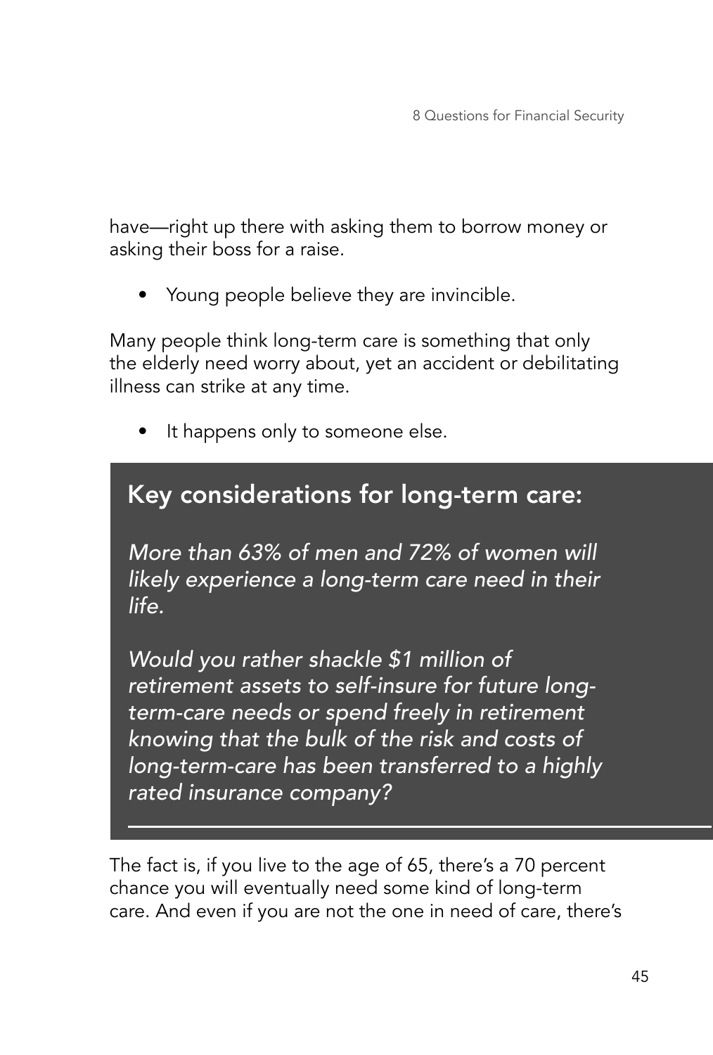have—right up there with asking them to borrow money or asking their boss for a raise.

- Young people believe they are invincible.

Many people think long-term care is something that only the elderly need worry about, yet an accident or debilitating illness can strike at any time.

- It happens only to someone else.

## Key considerations for long-term care:

*More than 63% of men and 72% of women will likely experience a long-term care need in their life.*

*Would you rather shackle $1 million of retirement assets to self-insure for future long-term-care needs or spend freely in retirement knowing that the bulk of the risk and costs of long-term-care has been transferred to a highly rated insurance company?*

---

The fact is, if you live to the age of 65, there's a 70 percent chance you will eventually need some kind of long-term care. And even if you are not the one in need of care, there's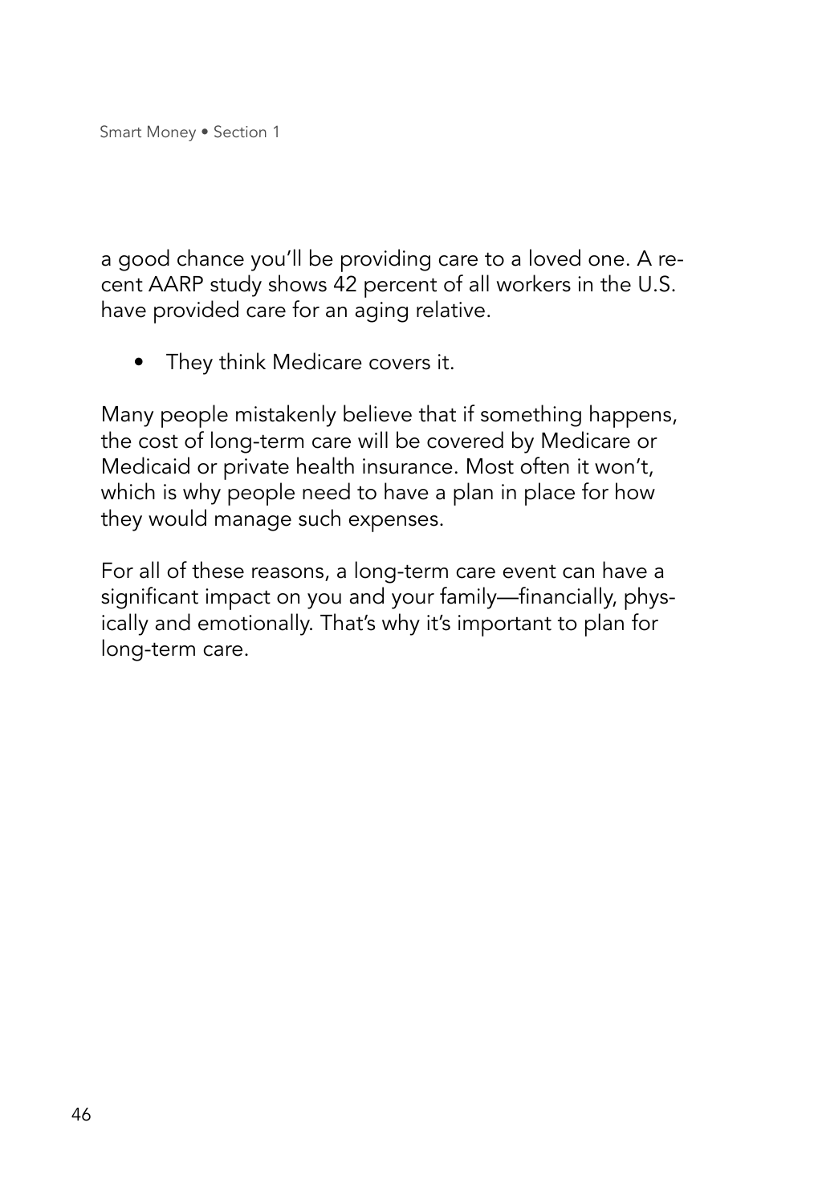a good chance you'll be providing care to a loved one. A recent AARP study shows 42 percent of all workers in the U.S. have provided care for an aging relative.

- They think Medicare covers it.

Many people mistakenly believe that if something happens, the cost of long-term care will be covered by Medicare or Medicaid or private health insurance. Most often it won't, which is why people need to have a plan in place for how they would manage such expenses.

For all of these reasons, a long-term care event can have a significant impact on you and your family—financially, physically and emotionally. That's why it's important to plan for long-term care.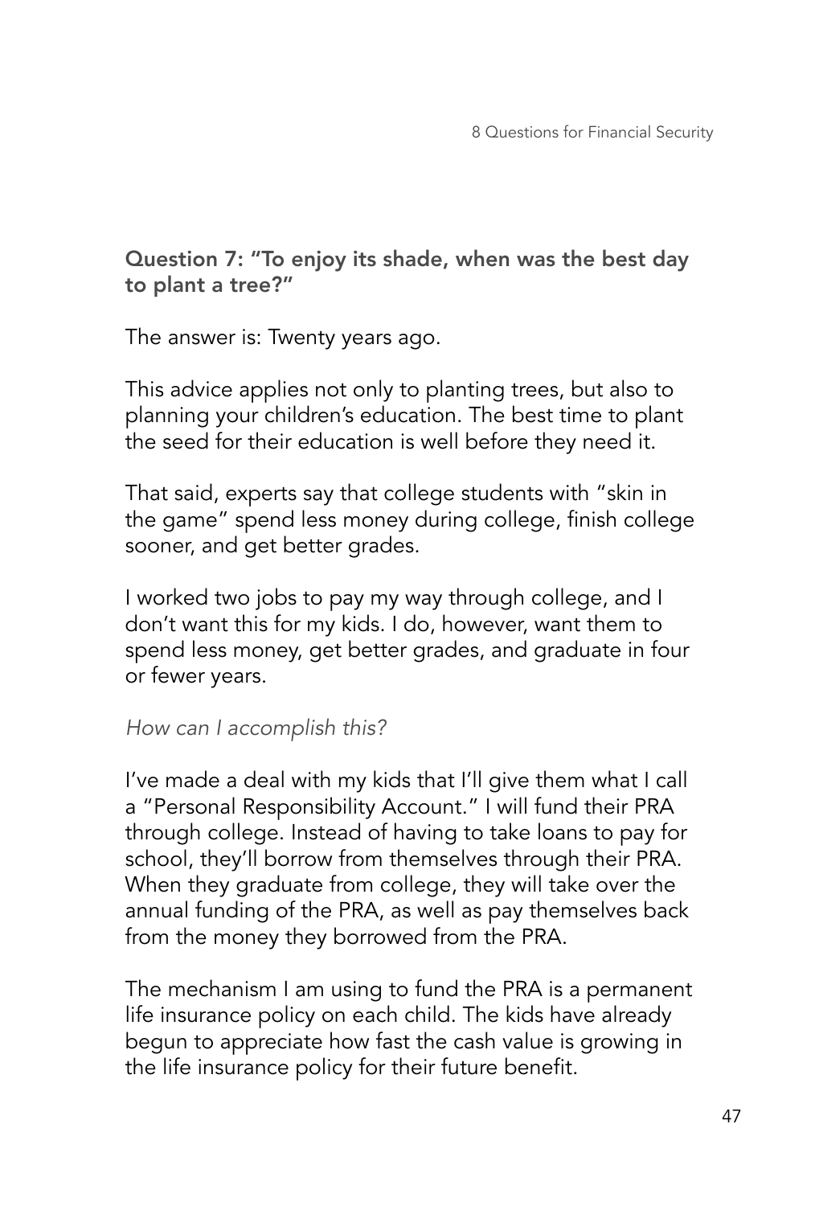## Question 7: "To enjoy its shade, when was the best day to plant a tree?"

The answer is: Twenty years ago.

This advice applies not only to planting trees, but also to planning your children's education. The best time to plant the seed for their education is well before they need it.

That said, experts say that college students with "skin in the game" spend less money during college, finish college sooner, and get better grades.

I worked two jobs to pay my way through college, and I don't want this for my kids. I do, however, want them to spend less money, get better grades, and graduate in four or fewer years.

*How can I accomplish this?*

I've made a deal with my kids that I'll give them what I call a "Personal Responsibility Account." I will fund their PRA through college. Instead of having to take loans to pay for school, they'll borrow from themselves through their PRA. When they graduate from college, they will take over the annual funding of the PRA, as well as pay themselves back from the money they borrowed from the PRA.

The mechanism I am using to fund the PRA is a permanent life insurance policy on each child. The kids have already begun to appreciate how fast the cash value is growing in the life insurance policy for their future benefit.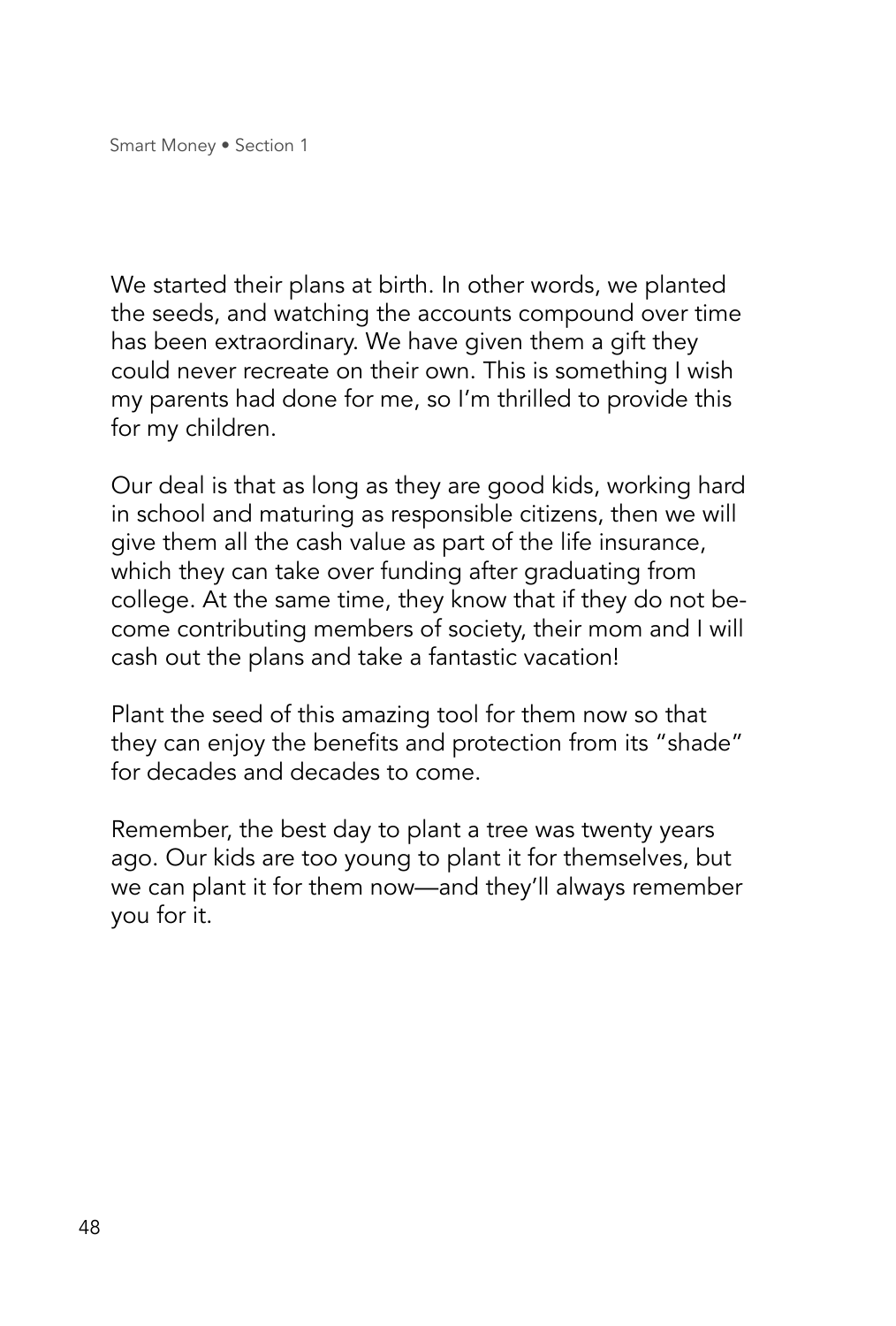We started their plans at birth. In other words, we planted the seeds, and watching the accounts compound over time has been extraordinary. We have given them a gift they could never recreate on their own. This is something I wish my parents had done for me, so I'm thrilled to provide this for my children.

Our deal is that as long as they are good kids, working hard in school and maturing as responsible citizens, then we will give them all the cash value as part of the life insurance, which they can take over funding after graduating from college. At the same time, they know that if they do not become contributing members of society, their mom and I will cash out the plans and take a fantastic vacation!

Plant the seed of this amazing tool for them now so that they can enjoy the benefits and protection from its "shade" for decades and decades to come.

Remember, the best day to plant a tree was twenty years ago. Our kids are too young to plant it for themselves, but we can plant it for them now—and they'll always remember you for it.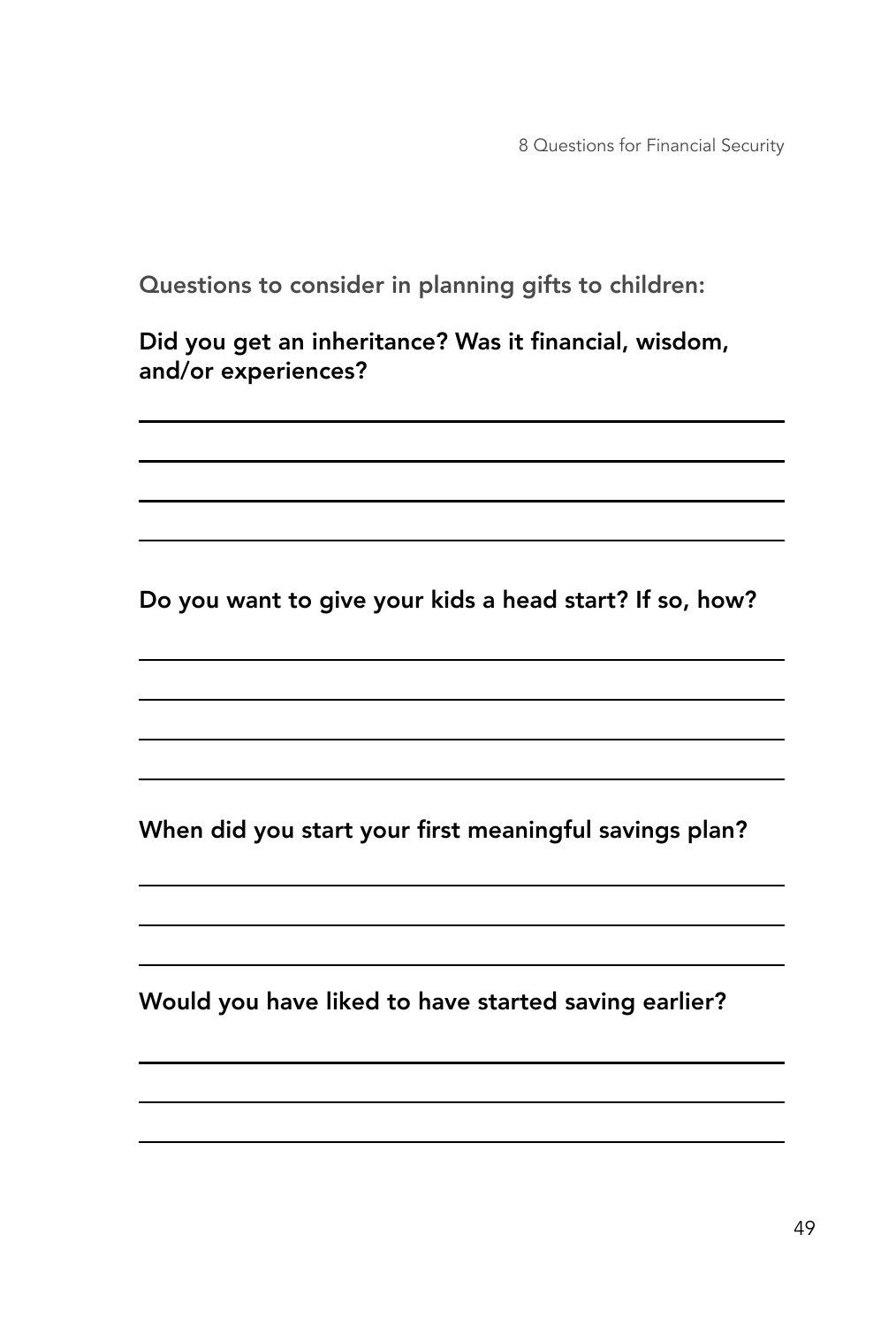Questions to consider in planning gifts to children:

**Did you get an inheritance? Was it financial, wisdom, and/or experiences?**

**Do you want to give your kids a head start? If so, how?**

**When did you start your first meaningful savings plan?**

**Would you have liked to have started saving earlier?**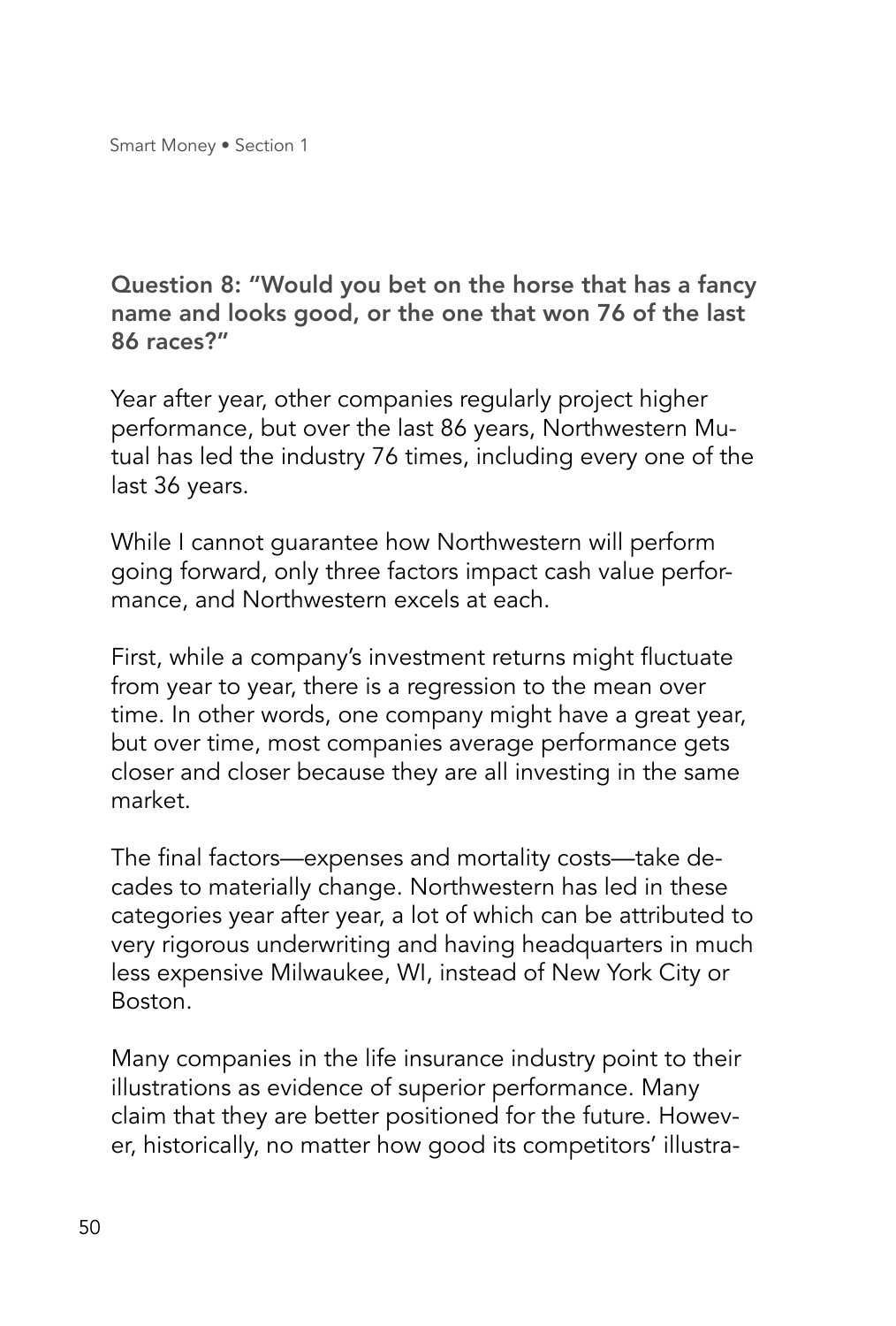### Question 8: "Would you bet on the horse that has a fancy name and looks good, or the one that won 76 of the last 86 races?"

Year after year, other companies regularly project higher performance, but over the last 86 years, Northwestern Mutual has led the industry 76 times, including every one of the last 36 years.

While I cannot guarantee how Northwestern will perform going forward, only three factors impact cash value performance, and Northwestern excels at each.

First, while a company's investment returns might fluctuate from year to year, there is a regression to the mean over time. In other words, one company might have a great year, but over time, most companies average performance gets closer and closer because they are all investing in the same market.

The final factors—expenses and mortality costs—take decades to materially change. Northwestern has led in these categories year after year, a lot of which can be attributed to very rigorous underwriting and having headquarters in much less expensive Milwaukee, WI, instead of New York City or Boston.

Many companies in the life insurance industry point to their illustrations as evidence of superior performance. Many claim that they are better positioned for the future. However, historically, no matter how good its competitors' illustra-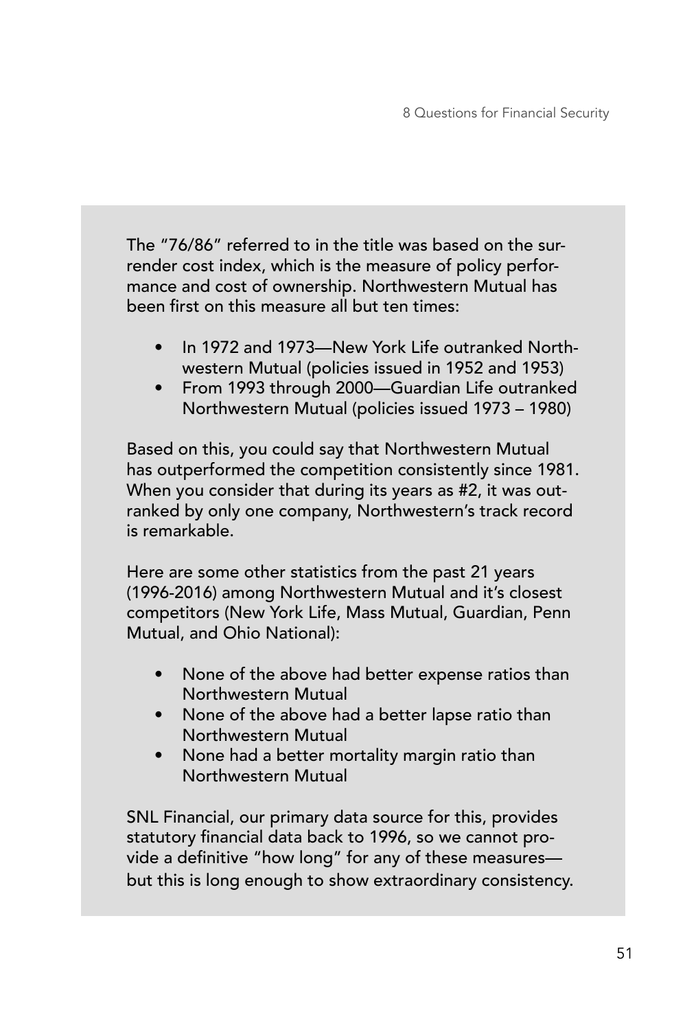The "76/86" referred to in the title was based on the surrender cost index, which is the measure of policy performance and cost of ownership. Northwestern Mutual has been first on this measure all but ten times:

- In 1972 and 1973—New York Life outranked Northwestern Mutual (policies issued in 1952 and 1953)
- From 1993 through 2000—Guardian Life outranked Northwestern Mutual (policies issued 1973 – 1980)

Based on this, you could say that Northwestern Mutual has outperformed the competition consistently since 1981. When you consider that during its years as #2, it was outranked by only one company, Northwestern's track record is remarkable.

Here are some other statistics from the past 21 years (1996-2016) among Northwestern Mutual and it's closest competitors (New York Life, Mass Mutual, Guardian, Penn Mutual, and Ohio National):

- None of the above had better expense ratios than Northwestern Mutual
- None of the above had a better lapse ratio than Northwestern Mutual
- None had a better mortality margin ratio than Northwestern Mutual

SNL Financial, our primary data source for this, provides statutory financial data back to 1996, so we cannot provide a definitive "how long" for any of these measures—but this is long enough to show extraordinary consistency.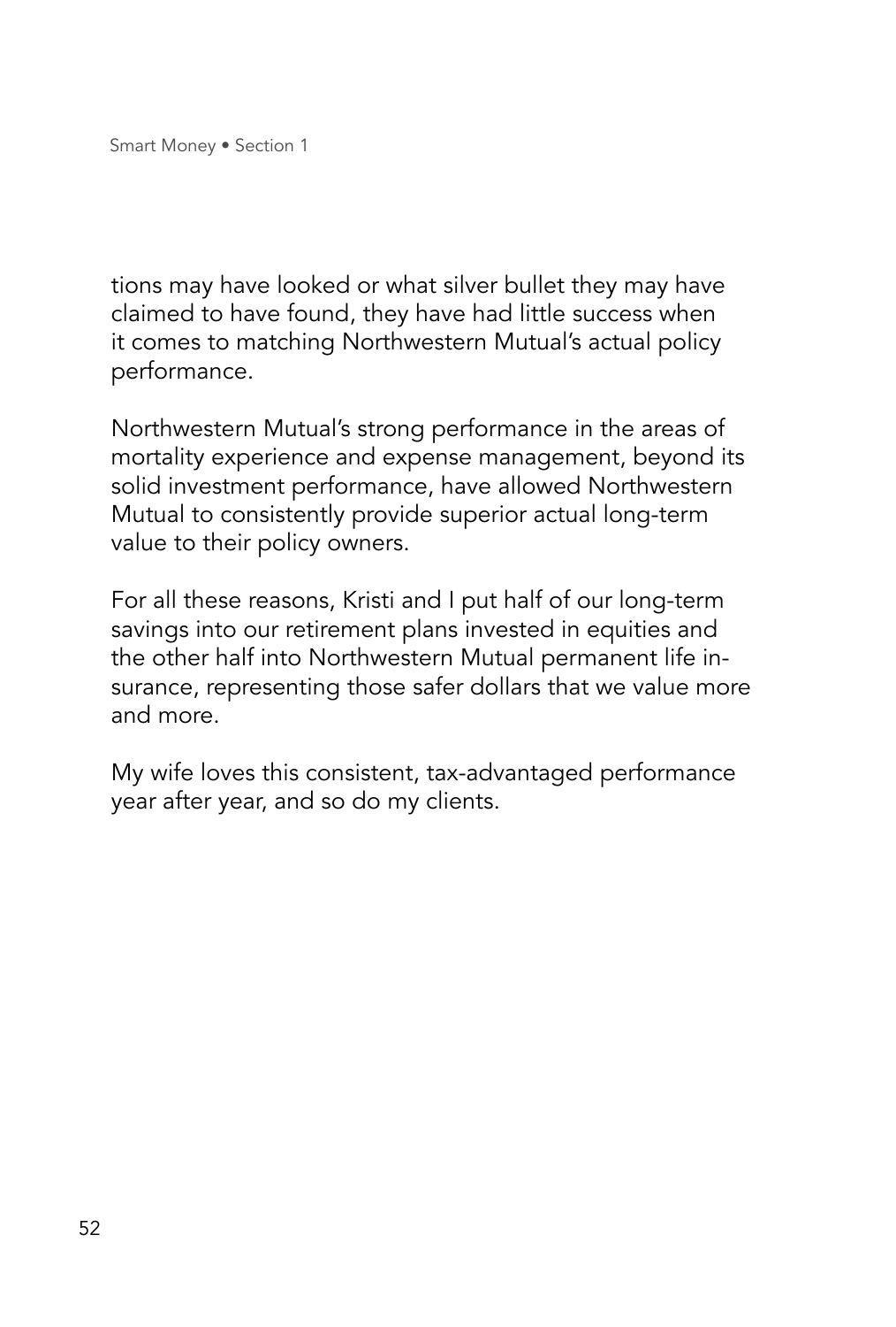tions may have looked or what silver bullet they may have claimed to have found, they have had little success when it comes to matching Northwestern Mutual's actual policy performance.

Northwestern Mutual's strong performance in the areas of mortality experience and expense management, beyond its solid investment performance, have allowed Northwestern Mutual to consistently provide superior actual long-term value to their policy owners.

For all these reasons, Kristi and I put half of our long-term savings into our retirement plans invested in equities and the other half into Northwestern Mutual permanent life insurance, representing those safer dollars that we value more and more.

My wife loves this consistent, tax-advantaged performance year after year, and so do my clients.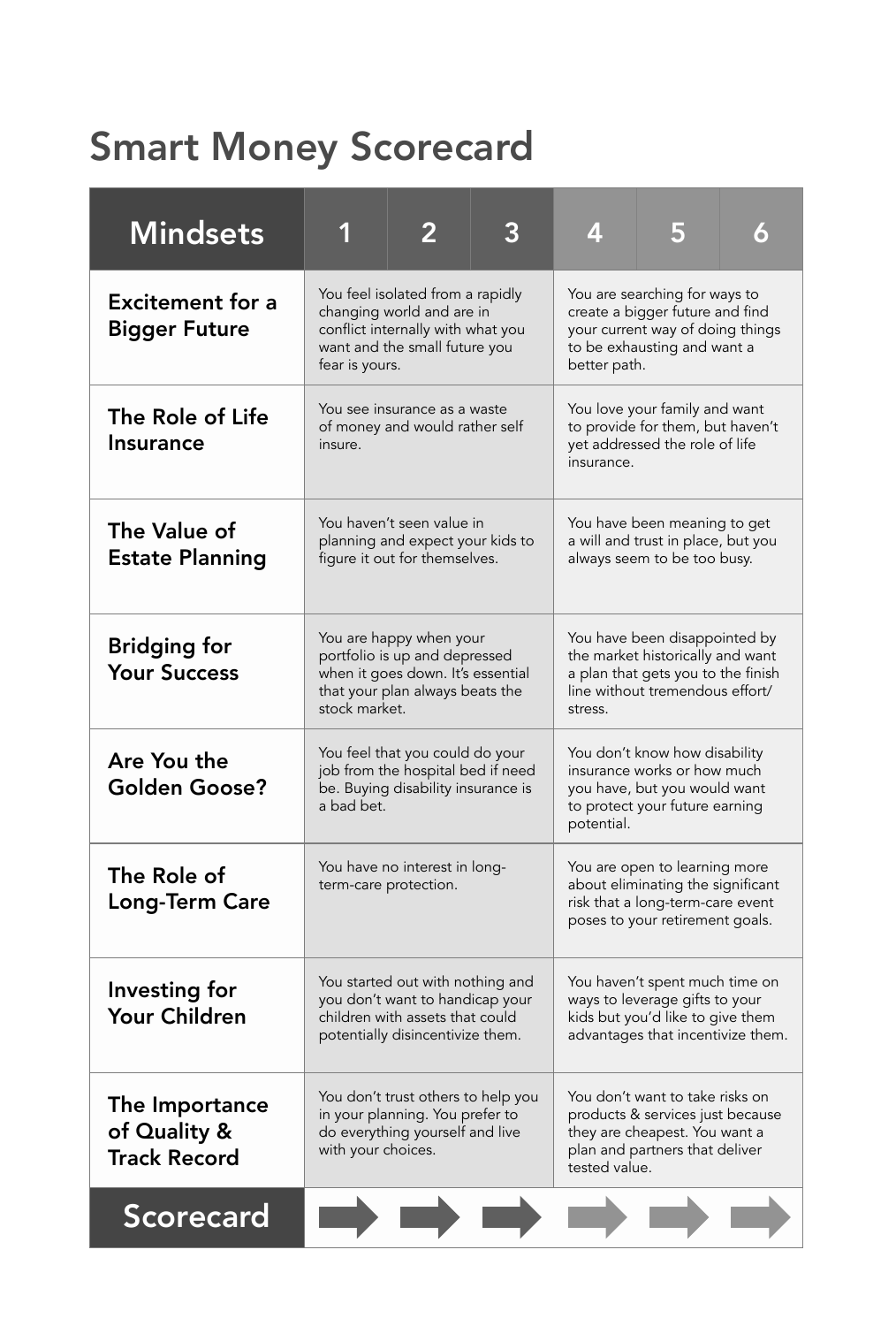# Smart Money Scorecard

| Mindsets | 1 | 2 | 3 | 4 | 5 | 6 |
|---|---|---|---|---|---|---|
| **Excitement for a Bigger Future** | You feel isolated from a rapidly changing world and are in conflict internally with what you want and the small future you fear is yours. | | | You are searching for ways to create a bigger future and find your current way of doing things to be exhausting and want a better path. | | |
| **The Role of Life Insurance** | You see insurance as a waste of money and would rather self insure. | | | You love your family and want to provide for them, but haven't yet addressed the role of life insurance. | | |
| **The Value of Estate Planning** | You haven't seen value in planning and expect your kids to figure it out for themselves. | | | You have been meaning to get a will and trust in place, but you always seem to be too busy. | | |
| **Bridging for Your Success** | You are happy when your portfolio is up and depressed when it goes down. It's essential that your plan always beats the stock market. | | | You have been disappointed by the market historically and want a plan that gets you to the finish line without tremendous effort/stress. | | |
| **Are You the Golden Goose?** | You feel that you could do your job from the hospital bed if need be. Buying disability insurance is a bad bet. | | | You don't know how disability insurance works or how much you have, but you would want to protect your future earning potential. | | |
| **The Role of Long-Term Care** | You have no interest in long-term-care protection. | | | You are open to learning more about eliminating the significant risk that a long-term-care event poses to your retirement goals. | | |
| **Investing for Your Children** | You started out with nothing and you don't want to handicap your children with assets that could potentially disincentivize them. | | | You haven't spent much time on ways to leverage gifts to your kids but you'd like to give them advantages that incentivize them. | | |
| **The Importance of Quality & Track Record** | You don't trust others to help you in your planning. You prefer to do everything yourself and live with your choices. | | | You don't want to take risks on products & services just because they are cheapest. You want a plan and partners that deliver tested value. | | |
| **Scorecard** | | | | | | |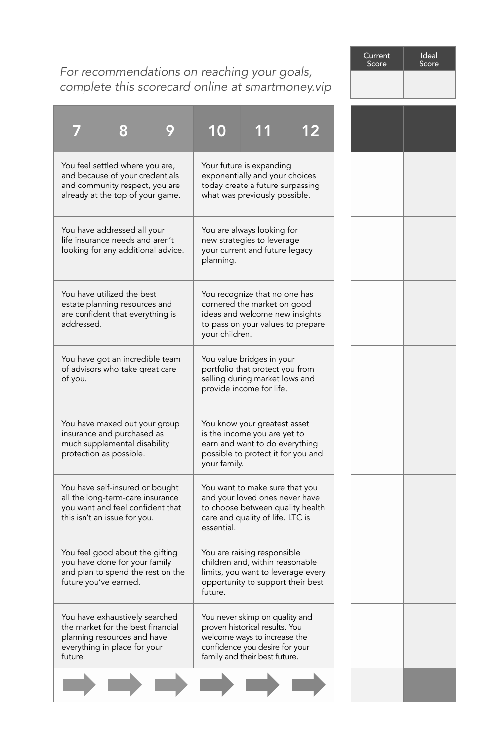*For recommendations on reaching your goals, complete this scorecard online at smartmoney.vip*

| 7 / 8 / 9 | 10 / 11 / 12 | Current Score | Ideal Score |
|---|---|---|---|
| You feel settled where you are, and because of your credentials and community respect, you are already at the top of your game. | Your future is expanding exponentially and your choices today create a future surpassing what was previously possible. | | |
| You have addressed all your life insurance needs and aren't looking for any additional advice. | You are always looking for new strategies to leverage your current and future legacy planning. | | |
| You have utilized the best estate planning resources and are confident that everything is addressed. | You recognize that no one has cornered the market on good ideas and welcome new insights to pass on your values to prepare your children. | | |
| You have got an incredible team of advisors who take great care of you. | You value bridges in your portfolio that protect you from selling during market lows and provide income for life. | | |
| You have maxed out your group insurance and purchased as much supplemental disability protection as possible. | You know your greatest asset is the income you are yet to earn and want to do everything possible to protect it for you and your family. | | |
| You have self-insured or bought all the long-term-care insurance you want and feel confident that this isn't an issue for you. | You want to make sure that you and your loved ones never have to choose between quality health care and quality of life. LTC is essential. | | |
| You feel good about the gifting you have done for your family and plan to spend the rest on the future you've earned. | You are raising responsible children and, within reasonable limits, you want to leverage every opportunity to support their best future. | | |
| You have exhaustively searched the market for the best financial planning resources and have everything in place for your future. | You never skimp on quality and proven historical results. You welcome ways to increase the confidence you desire for your family and their best future. | | |